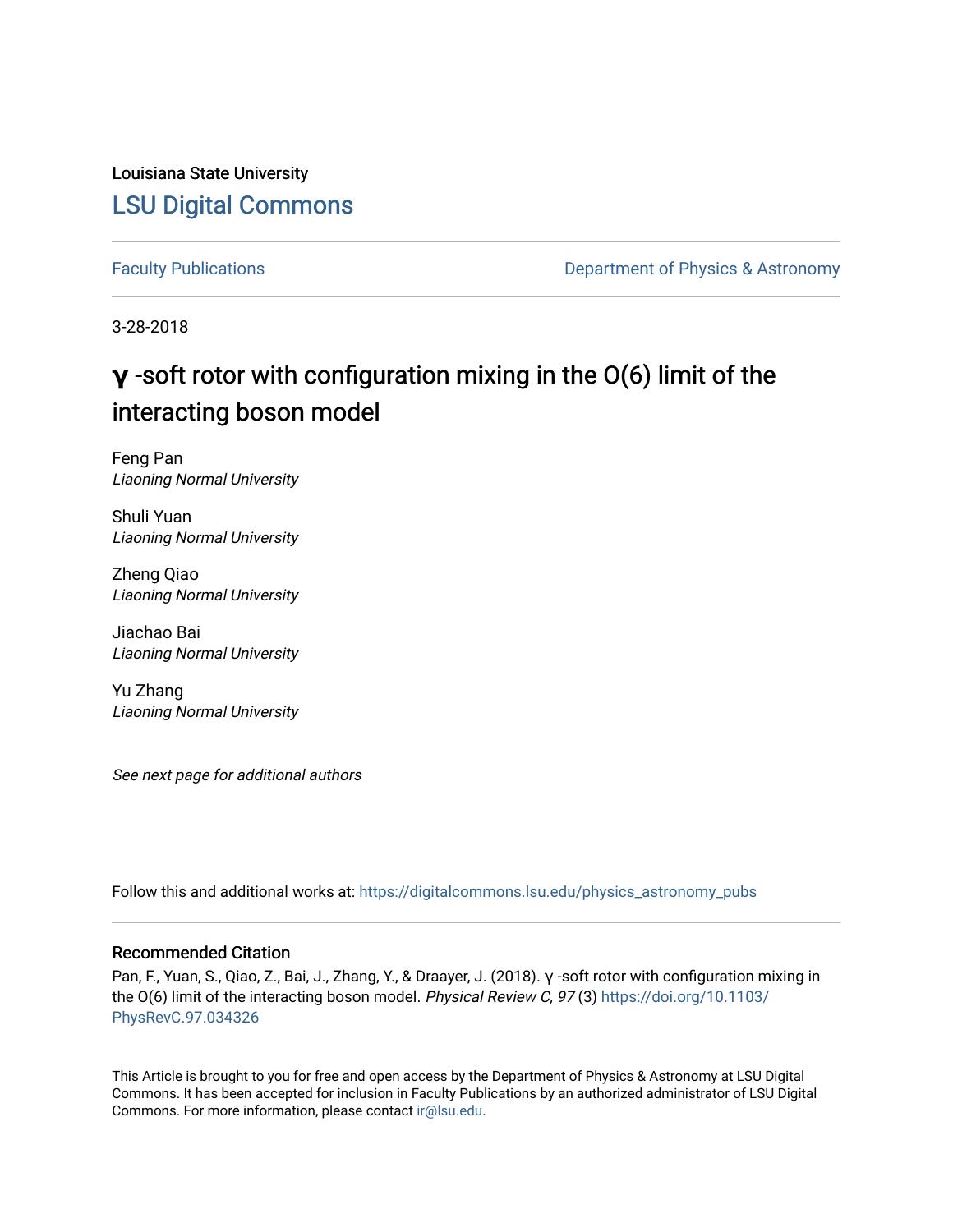Louisiana State University

## LSU Digital Commons

Faculty Publications

Department of Physics & Astronomy

3-28-2018

# γ -soft rotor with configuration mixing in the O(6) limit of the interacting boson model

Feng Pan
*Liaoning Normal University*

Shuli Yuan
*Liaoning Normal University*

Zheng Qiao
*Liaoning Normal University*

Jiachao Bai
*Liaoning Normal University*

Yu Zhang
*Liaoning Normal University*

*See next page for additional authors*

Follow this and additional works at: https://digitalcommons.lsu.edu/physics_astronomy_pubs

### Recommended Citation

Pan, F., Yuan, S., Qiao, Z., Bai, J., Zhang, Y., & Draayer, J. (2018). γ -soft rotor with configuration mixing in the O(6) limit of the interacting boson model. *Physical Review C, 97* (3) https://doi.org/10.1103/PhysRevC.97.034326

This Article is brought to you for free and open access by the Department of Physics & Astronomy at LSU Digital Commons. It has been accepted for inclusion in Faculty Publications by an authorized administrator of LSU Digital Commons. For more information, please contact ir@lsu.edu.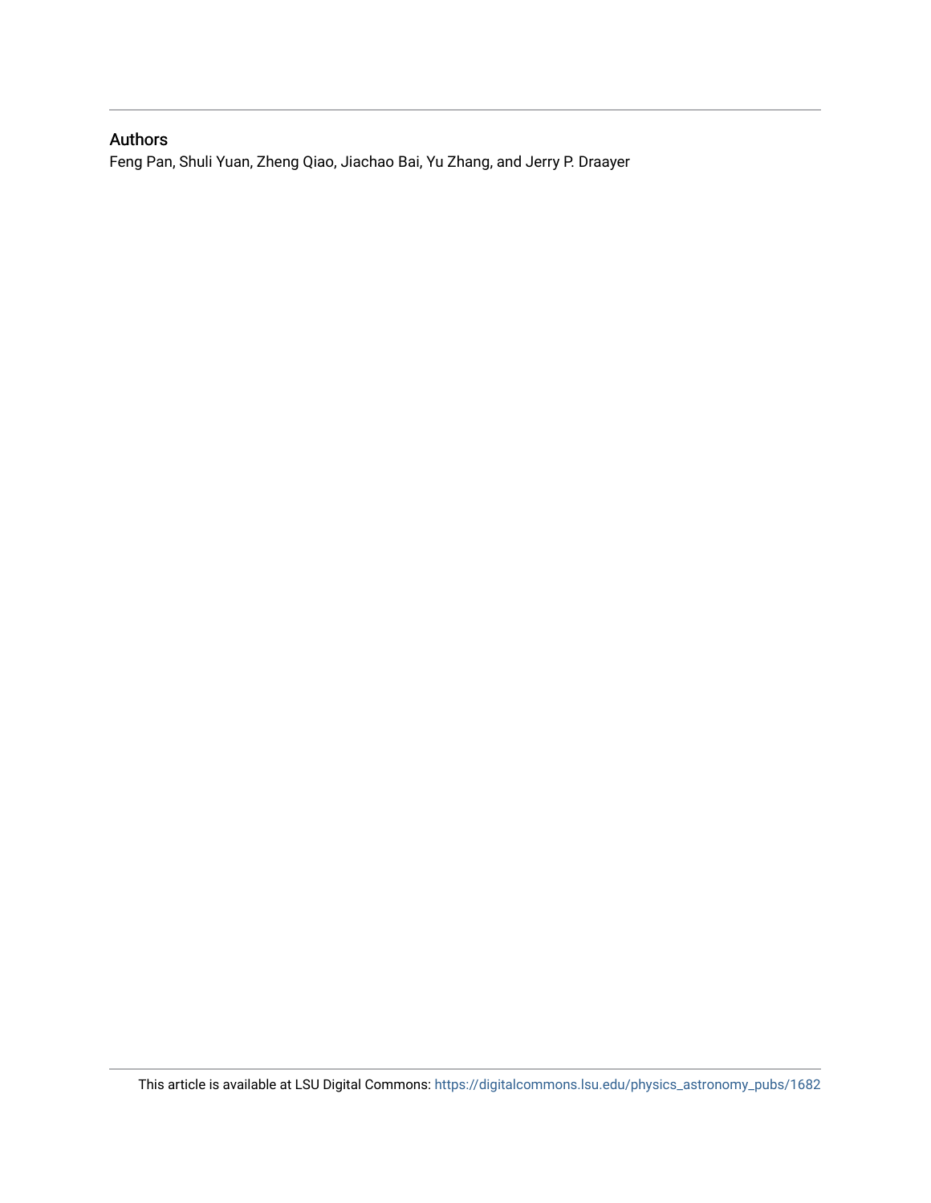## Authors

Feng Pan, Shuli Yuan, Zheng Qiao, Jiachao Bai, Yu Zhang, and Jerry P. Draayer

This article is available at LSU Digital Commons: https://digitalcommons.lsu.edu/physics_astronomy_pubs/1682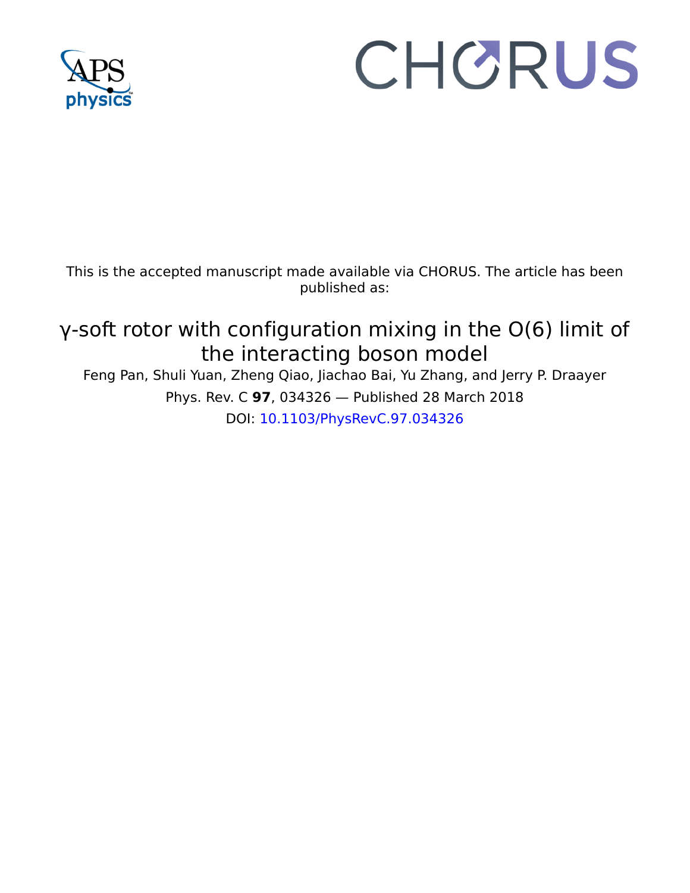This is the accepted manuscript made available via CHORUS. The article has been published as:

# γ-soft rotor with configuration mixing in the O(6) limit of the interacting boson model

Feng Pan, Shuli Yuan, Zheng Qiao, Jiachao Bai, Yu Zhang, and Jerry P. Draayer

Phys. Rev. C **97**, 034326 — Published 28 March 2018

DOI: 10.1103/PhysRevC.97.034326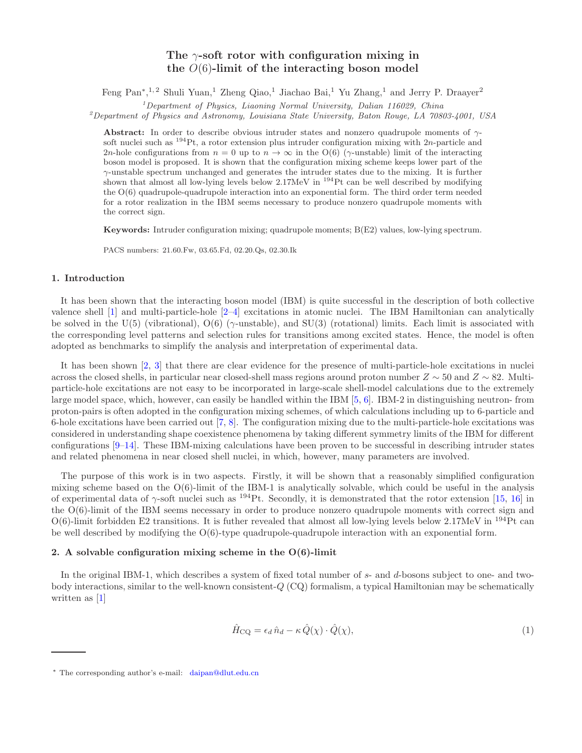# The $\gamma$-soft rotor with configuration mixing in the $O(6)$-limit of the interacting boson model

Feng Pan*,[1,2] Shuli Yuan,[1] Zheng Qiao,[1] Jiachao Bai,[1] Yu Zhang,[1] and Jerry P. Draayer[2]

[1]*Department of Physics, Liaoning Normal University, Dalian 116029, China*

[2]*Department of Physics and Astronomy, Louisiana State University, Baton Rouge, LA 70803-4001, USA*

**Abstract:** In order to describe obvious intruder states and nonzero quadrupole moments of $\gamma$-soft nuclei such as $^{194}$Pt, a rotor extension plus intruder configuration mixing with $2n$-particle and $2n$-hole configurations from $n = 0$ up to $n \to \infty$ in the O(6) ($\gamma$-unstable) limit of the interacting boson model is proposed. It is shown that the configuration mixing scheme keeps lower part of the $\gamma$-unstable spectrum unchanged and generates the intruder states due to the mixing. It is further shown that almost all low-lying levels below 2.17MeV in $^{194}$Pt can be well described by modifying the O(6) quadrupole-quadrupole interaction into an exponential form. The third order term needed for a rotor realization in the IBM seems necessary to produce nonzero quadrupole moments with the correct sign.

**Keywords:** Intruder configuration mixing; quadrupole moments; B(E2) values, low-lying spectrum.

PACS numbers: 21.60.Fw, 03.65.Fd, 02.20.Qs, 02.30.Ik

## 1. Introduction

It has been shown that the interacting boson model (IBM) is quite successful in the description of both collective valence shell [1] and multi-particle-hole [2–4] excitations in atomic nuclei. The IBM Hamiltonian can analytically be solved in the U(5) (vibrational), O(6) ($\gamma$-unstable), and SU(3) (rotational) limits. Each limit is associated with the corresponding level patterns and selection rules for transitions among excited states. Hence, the model is often adopted as benchmarks to simplify the analysis and interpretation of experimental data.

It has been shown [2, 3] that there are clear evidence for the presence of multi-particle-hole excitations in nuclei across the closed shells, in particular near closed-shell mass regions around proton number $Z \sim 50$ and $Z \sim 82$. Multi-particle-hole excitations are not easy to be incorporated in large-scale shell-model calculations due to the extremely large model space, which, however, can easily be handled within the IBM [5, 6]. IBM-2 in distinguishing neutron- from proton-pairs is often adopted in the configuration mixing schemes, of which calculations including up to 6-particle and 6-hole excitations have been carried out [7, 8]. The configuration mixing due to the multi-particle-hole excitations was considered in understanding shape coexistence phenomena by taking different symmetry limits of the IBM for different configurations [9–14]. These IBM-mixing calculations have been proven to be successful in describing intruder states and related phenomena in near closed shell nuclei, in which, however, many parameters are involved.

The purpose of this work is in two aspects. Firstly, it will be shown that a reasonably simplified configuration mixing scheme based on the O(6)-limit of the IBM-1 is analytically solvable, which could be useful in the analysis of experimental data of $\gamma$-soft nuclei such as $^{194}$Pt. Secondly, it is demonstrated that the rotor extension [15, 16] in the O(6)-limit of the IBM seems necessary in order to produce nonzero quadrupole moments with correct sign and O(6)-limit forbidden E2 transitions. It is futher revealed that almost all low-lying levels below 2.17MeV in $^{194}$Pt can be well described by modifying the O(6)-type quadrupole-quadrupole interaction with an exponential form.

## 2. A solvable configuration mixing scheme in the O(6)-limit

In the original IBM-1, which describes a system of fixed total number of $s$- and $d$-bosons subject to one- and two-body interactions, similar to the well-known consistent-$Q$ (CQ) formalism, a typical Hamiltonian may be schematically written as [1]

$$\hat{H}_{\mathrm{CQ}} = \epsilon_d\, \hat{n}_d - \kappa\, \hat{Q}(\chi) \cdot \hat{Q}(\chi), \tag{1}$$

* The corresponding author's e-mail: daipan@dlut.edu.cn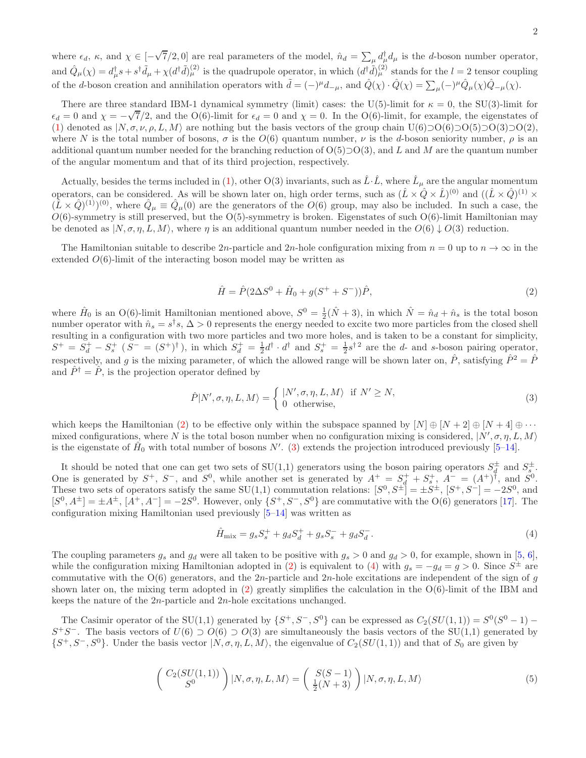where $\epsilon_d$, $\kappa$, and $\chi \in [-\sqrt{7}/2, 0]$ are real parameters of the model, $\hat{n}_d = \sum_\mu d^\dagger_\mu d_\mu$ is the $d$-boson number operator, and $\hat{Q}_\mu(\chi) = d^\dagger_\mu s + s^\dagger \tilde{d}_\mu + \chi (d^\dagger \tilde{d})^{(2)}_\mu$ is the quadrupole operator, in which $(d^\dagger \tilde{d})^{(2)}_\mu$ stands for the $l = 2$ tensor coupling of the $d$-boson creation and annihilation operators with $\tilde{d} = (-)^\mu d_{-\mu}$, and $\hat{Q}(\chi) \cdot \hat{Q}(\chi) = \sum_\mu (-)^\mu \hat{Q}_\mu(\chi) \hat{Q}_{-\mu}(\chi)$.

There are three standard IBM-1 dynamical symmetry (limit) cases: the U(5)-limit for $\kappa = 0$, the SU(3)-limit for $\epsilon_d = 0$ and $\chi = -\sqrt{7}/2$, and the O(6)-limit for $\epsilon_d = 0$ and $\chi = 0$. In the O(6)-limit, for example, the eigenstates of (1) denoted as $|N, \sigma, \nu, \rho, L, M\rangle$ are nothing but the basis vectors of the group chain U(6)⊃O(6)⊃O(5)⊃O(3)⊃O(2), where $N$ is the total number of bosons, $\sigma$ is the $O(6)$ quantum number, $\nu$ is the $d$-boson seniority number, $\rho$ is an additional quantum number needed for the branching reduction of O(5)⊃O(3), and $L$ and $M$ are the quantum number of the angular momentum and that of its third projection, respectively.

Actually, besides the terms included in (1), other O(3) invariants, such as $\hat{L} \cdot \hat{L}$, where $\hat{L}_\mu$ are the angular momentum operators, can be considered. As will be shown later on, high order terms, such as $(\hat{L} \times \hat{Q} \times \hat{L})^{(0)}$ and $((\hat{L} \times \hat{Q})^{(1)} \times (\hat{L} \times \hat{Q})^{(1)})^{(0)}$, where $\hat{Q}_\mu \equiv \hat{Q}_\mu(0)$ are the generators of the $O(6)$ group, may also be included. In such a case, the $O(6)$-symmetry is still preserved, but the O(5)-symmetry is broken. Eigenstates of such O(6)-limit Hamiltonian may be denoted as $|N, \sigma, \eta, L, M\rangle$, where $\eta$ is an additional quantum number needed in the $O(6) \downarrow O(3)$ reduction.

The Hamiltonian suitable to describe $2n$-particle and $2n$-hole configuration mixing from $n = 0$ up to $n \to \infty$ in the extended $O(6)$-limit of the interacting boson model may be written as

$$\hat{H} = \hat{P}(2\Delta S^0 + \hat{H}_0 + g(S^+ + S^-))\hat{P}, \tag{2}$$

where $\hat{H}_0$ is an O(6)-limit Hamiltonian mentioned above, $S^0 = \frac{1}{2}(\hat{N} + 3)$, in which $\hat{N} = \hat{n}_d + \hat{n}_s$ is the total boson number operator with $\hat{n}_s = s^\dagger s$, $\Delta > 0$ represents the energy needed to excite two more particles from the closed shell resulting in a configuration with two more particles and two more holes, and is taken to be a constant for simplicity, $S^+ = S^+_d - S^+_s$ ($S^- = (S^+)^\dagger$), in which $S^+_d = \frac{1}{2} d^\dagger \cdot d^\dagger$ and $S^+_s = \frac{1}{2} s^{\dagger\, 2}$ are the $d$- and $s$-boson pairing operator, respectively, and $g$ is the mixing parameter, of which the allowed range will be shown later on, $\hat{P}$, satisfying $\hat{P}^2 = \hat{P}$ and $\hat{P}^\dagger = \hat{P}$, is the projection operator defined by

$$\hat{P}|N', \sigma, \eta, L, M\rangle = \begin{cases} |N', \sigma, \eta, L, M\rangle & \text{if } N' \geq N, \\ 0 & \text{otherwise,} \end{cases} \tag{3}$$

which keeps the Hamiltonian (2) to be effective only within the subspace spanned by $[N] \oplus [N+2] \oplus [N+4] \oplus \cdots$ mixed configurations, where $N$ is the total boson number when no configuration mixing is considered, $|N', \sigma, \eta, L, M\rangle$ is the eigenstate of $\hat{H}_0$ with total number of bosons $N'$. (3) extends the projection introduced previously [5–14].

It should be noted that one can get two sets of SU(1,1) generators using the boson pairing operators $S^\pm_d$ and $S^\pm_s$. One is generated by $S^+$, $S^-$, and $S^0$, while another set is generated by $A^+ = S^+_d + S^+_s$, $A^- = (A^+)^\dagger$, and $S^0$. These two sets of operators satisfy the same SU(1,1) commutation relations: $[S^0, S^\pm] = \pm S^\pm$, $[S^+, S^-] = -2S^0$, and $[S^0, A^\pm] = \pm A^\pm$, $[A^+, A^-] = -2S^0$. However, only $\{S^+, S^-, S^0\}$ are commutative with the O(6) generators [17]. The configuration mixing Hamiltonian used previously [5–14] was written as

$$\hat{H}_{\rm mix} = g_s S^+_s + g_d S^+_d + g_s S^-_s + g_d S^-_d. \tag{4}$$

The coupling parameters $g_s$ and $g_d$ were all taken to be positive with $g_s > 0$ and $g_d > 0$, for example, shown in [5, 6], while the configuration mixing Hamiltonian adopted in (2) is equivalent to (4) with $g_s = -g_d = g > 0$. Since $S^\pm$ are commutative with the O(6) generators, and the $2n$-particle and $2n$-hole excitations are independent of the sign of $g$ shown later on, the mixing term adopted in (2) greatly simplifies the calculation in the O(6)-limit of the IBM and keeps the nature of the $2n$-particle and $2n$-hole excitations unchanged.

The Casimir operator of the SU(1,1) generated by $\{S^+, S^-, S^0\}$ can be expressed as $C_2(SU(1,1)) = S^0(S^0 - 1) - S^+S^-$. The basis vectors of $U(6) \supset O(6) \supset O(3)$ are simultaneously the basis vectors of the SU(1,1) generated by $\{S^+, S^-, S^0\}$. Under the basis vector $|N, \sigma, \eta, L, M\rangle$, the eigenvalue of $C_2(SU(1,1))$ and that of $S_0$ are given by

$$\begin{pmatrix} C_2(SU(1,1)) \\ S^0 \end{pmatrix} |N, \sigma, \eta, L, M\rangle = \begin{pmatrix} S(S-1) \\ \frac{1}{2}(N+3) \end{pmatrix} |N, \sigma, \eta, L, M\rangle \tag{5}$$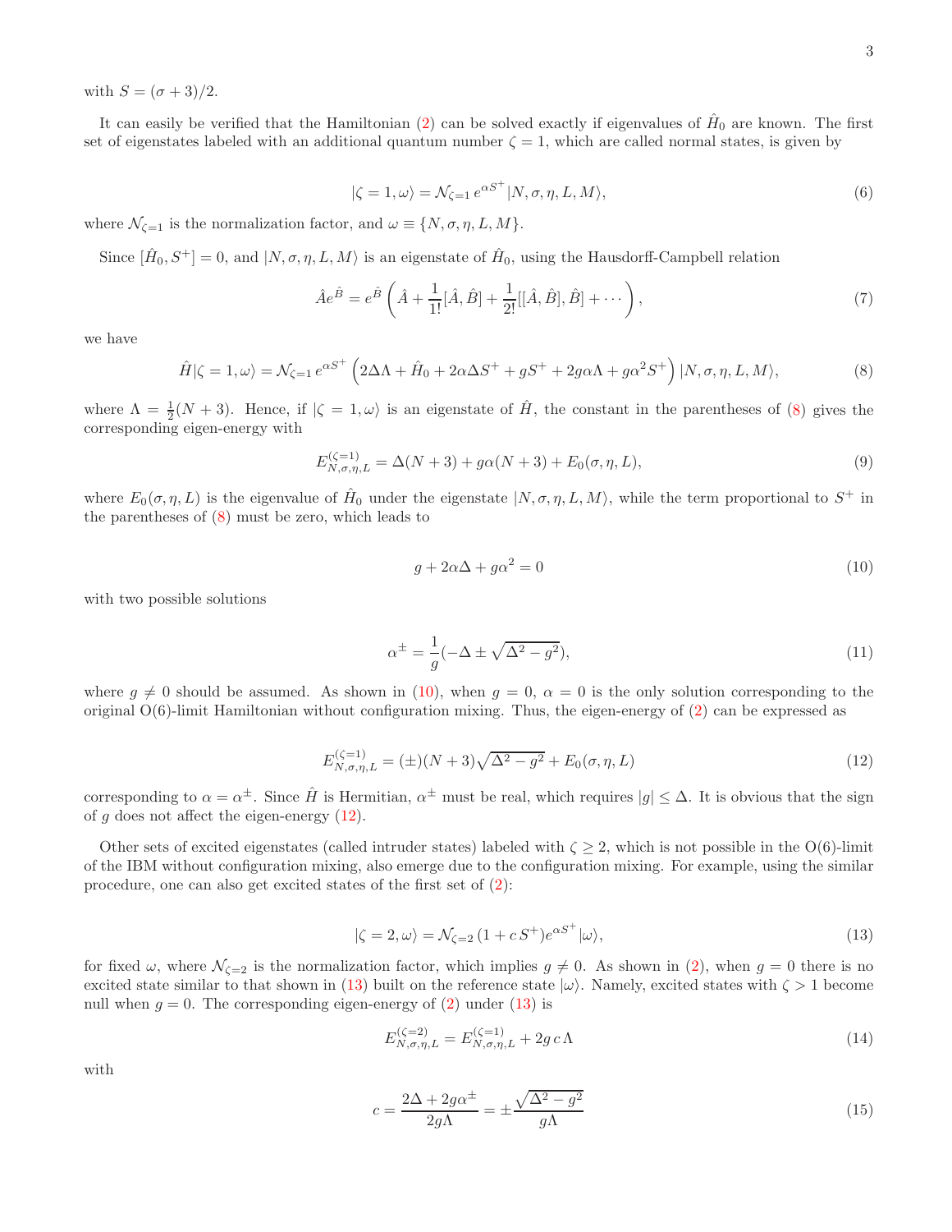with $S = (\sigma + 3)/2$.

It can easily be verified that the Hamiltonian (2) can be solved exactly if eigenvalues of $\hat{H}_0$ are known. The first set of eigenstates labeled with an additional quantum number $\zeta = 1$, which are called normal states, is given by

$$|\zeta = 1, \omega\rangle = \mathcal{N}_{\zeta=1}\, e^{\alpha S^+} |N, \sigma, \eta, L, M\rangle, \tag{6}$$

where $\mathcal{N}_{\zeta=1}$ is the normalization factor, and $\omega \equiv \{N, \sigma, \eta, L, M\}$.

Since $[\hat{H}_0, S^+] = 0$, and $|N, \sigma, \eta, L, M\rangle$ is an eigenstate of $\hat{H}_0$, using the Hausdorff-Campbell relation

$$\hat{A} e^{\hat{B}} = e^{\hat{B}} \left( \hat{A} + \frac{1}{1!}[\hat{A}, \hat{B}] + \frac{1}{2!}[[\hat{A}, \hat{B}], \hat{B}] + \cdots \right), \tag{7}$$

we have

$$\hat{H}|\zeta = 1, \omega\rangle = \mathcal{N}_{\zeta=1}\, e^{\alpha S^+} \left( 2\Delta\Lambda + \hat{H}_0 + 2\alpha\Delta S^+ + g S^+ + 2g\alpha\Lambda + g\alpha^2 S^+ \right) |N, \sigma, \eta, L, M\rangle, \tag{8}$$

where $\Lambda = \frac{1}{2}(N + 3)$. Hence, if $|\zeta = 1, \omega\rangle$ is an eigenstate of $\hat{H}$, the constant in the parentheses of (8) gives the corresponding eigen-energy with

$$E^{(\zeta=1)}_{N,\sigma,\eta,L} = \Delta(N + 3) + g\alpha(N + 3) + E_0(\sigma, \eta, L), \tag{9}$$

where $E_0(\sigma, \eta, L)$ is the eigenvalue of $\hat{H}_0$ under the eigenstate $|N, \sigma, \eta, L, M\rangle$, while the term proportional to $S^+$ in the parentheses of (8) must be zero, which leads to

$$g + 2\alpha\Delta + g\alpha^2 = 0 \tag{10}$$

with two possible solutions

$$\alpha^{\pm} = \frac{1}{g}(-\Delta \pm \sqrt{\Delta^2 - g^2}), \tag{11}$$

where $g \neq 0$ should be assumed. As shown in (10), when $g = 0$, $\alpha = 0$ is the only solution corresponding to the original O(6)-limit Hamiltonian without configuration mixing. Thus, the eigen-energy of (2) can be expressed as

$$E^{(\zeta=1)}_{N,\sigma,\eta,L} = (\pm)(N + 3)\sqrt{\Delta^2 - g^2} + E_0(\sigma, \eta, L) \tag{12}$$

corresponding to $\alpha = \alpha^{\pm}$. Since $\hat{H}$ is Hermitian, $\alpha^{\pm}$ must be real, which requires $|g| \leq \Delta$. It is obvious that the sign of $g$ does not affect the eigen-energy (12).

Other sets of excited eigenstates (called intruder states) labeled with $\zeta \geq 2$, which is not possible in the O(6)-limit of the IBM without configuration mixing, also emerge due to the configuration mixing. For example, using the similar procedure, one can also get excited states of the first set of (2):

$$|\zeta = 2, \omega\rangle = \mathcal{N}_{\zeta=2}\, (1 + c\, S^+) e^{\alpha S^+} |\omega\rangle, \tag{13}$$

for fixed $\omega$, where $\mathcal{N}_{\zeta=2}$ is the normalization factor, which implies $g \neq 0$. As shown in (2), when $g = 0$ there is no excited state similar to that shown in (13) built on the reference state $|\omega\rangle$. Namely, excited states with $\zeta > 1$ become null when $g = 0$. The corresponding eigen-energy of (2) under (13) is

$$E^{(\zeta=2)}_{N,\sigma,\eta,L} = E^{(\zeta=1)}_{N,\sigma,\eta,L} + 2g\, c\, \Lambda \tag{14}$$

with

$$c = \frac{2\Delta + 2g\alpha^{\pm}}{2g\Lambda} = \pm \frac{\sqrt{\Delta^2 - g^2}}{g\Lambda} \tag{15}$$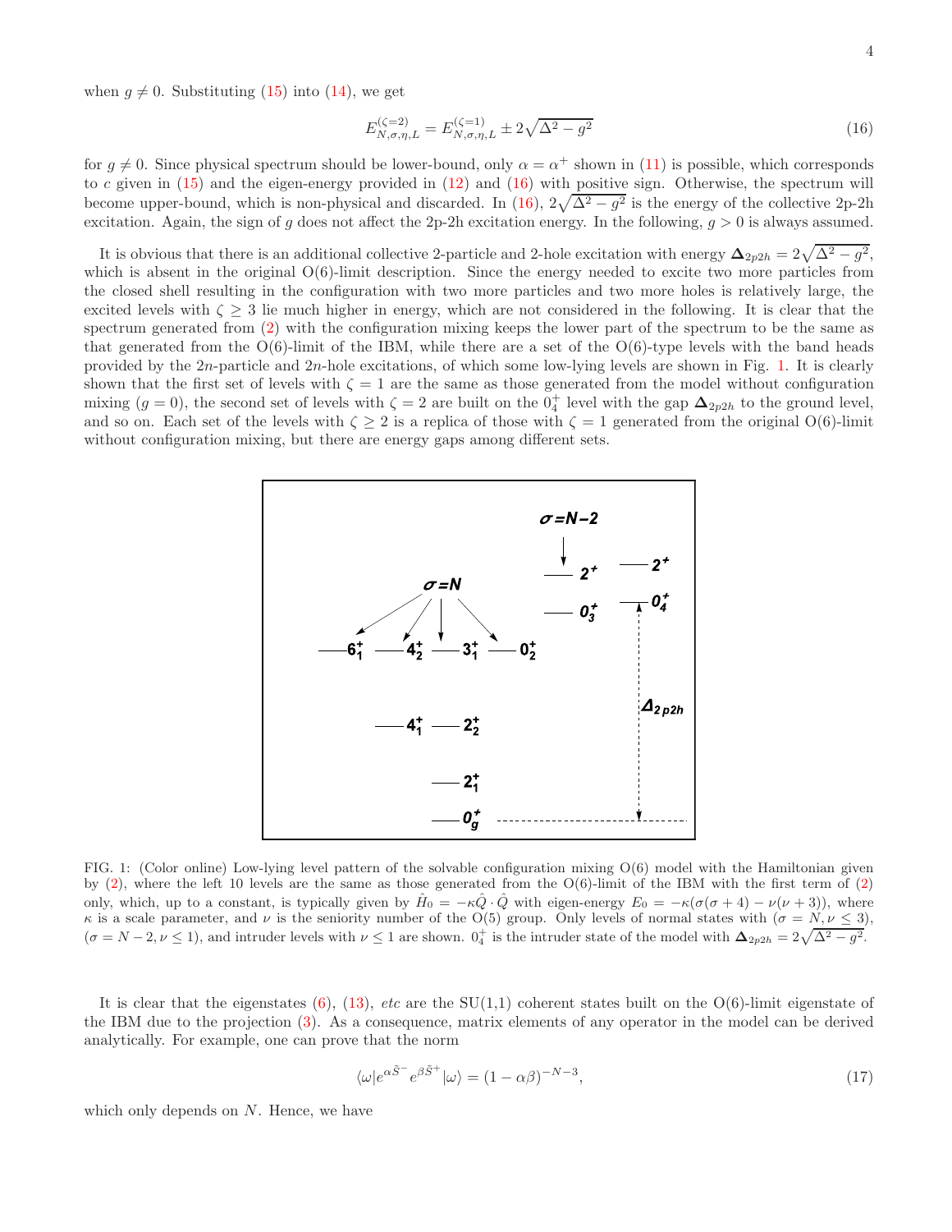when $g \neq 0$. Substituting (15) into (14), we get

$$E^{(\zeta=2)}_{N,\sigma,\eta,L} = E^{(\zeta=1)}_{N,\sigma,\eta,L} \pm 2\sqrt{\Delta^2 - g^2} \tag{16}$$

for $g \neq 0$. Since physical spectrum should be lower-bound, only $\alpha = \alpha^+$ shown in (11) is possible, which corresponds to $c$ given in (15) and the eigen-energy provided in (12) and (16) with positive sign. Otherwise, the spectrum will become upper-bound, which is non-physical and discarded. In (16), $2\sqrt{\Delta^2 - g^2}$ is the energy of the collective 2p-2h excitation. Again, the sign of $g$ does not affect the 2p-2h excitation energy. In the following, $g > 0$ is always assumed.

It is obvious that there is an additional collective 2-particle and 2-hole excitation with energy $\mathbf{\Delta}_{2p2h} = 2\sqrt{\Delta^2 - g^2}$, which is absent in the original O(6)-limit description. Since the energy needed to excite two more particles from the closed shell resulting in the configuration with two more particles and two more holes is relatively large, the excited levels with $\zeta \geq 3$ lie much higher in energy, which are not considered in the following. It is clear that the spectrum generated from (2) with the configuration mixing keeps the lower part of the spectrum to be the same as that generated from the O(6)-limit of the IBM, while there are a set of the O(6)-type levels with the band heads provided by the $2n$-particle and $2n$-hole excitations, of which some low-lying levels are shown in Fig. 1. It is clearly shown that the first set of levels with $\zeta = 1$ are the same as those generated from the model without configuration mixing ($g = 0$), the second set of levels with $\zeta = 2$ are built on the $0^+_4$ level with the gap $\mathbf{\Delta}_{2p2h}$ to the ground level, and so on. Each set of the levels with $\zeta \geq 2$ is a replica of those with $\zeta = 1$ generated from the original O(6)-limit without configuration mixing, but there are energy gaps among different sets.

FIG. 1: (Color online) Low-lying level pattern of the solvable configuration mixing O(6) model with the Hamiltonian given by (2), where the left 10 levels are the same as those generated from the O(6)-limit of the IBM with the first term of (2) only, which, up to a constant, is typically given by $\hat{H}_0 = -\kappa \hat{Q} \cdot \hat{Q}$ with eigen-energy $E_0 = -\kappa(\sigma(\sigma + 4) - \nu(\nu + 3))$, where $\kappa$ is a scale parameter, and $\nu$ is the seniority number of the O(5) group. Only levels of normal states with ($\sigma = N, \nu \leq 3$), ($\sigma = N - 2, \nu \leq 1$), and intruder levels with $\nu \leq 1$ are shown. $0^+_4$ is the intruder state of the model with $\mathbf{\Delta}_{2p2h} = 2\sqrt{\Delta^2 - g^2}$.

It is clear that the eigenstates (6), (13), *etc* are the SU(1,1) coherent states built on the O(6)-limit eigenstate of the IBM due to the projection (3). As a consequence, matrix elements of any operator in the model can be derived analytically. For example, one can prove that the norm

$$\langle \omega | e^{\alpha \tilde{S}^-} e^{\beta \tilde{S}^+} | \omega \rangle = (1 - \alpha\beta)^{-N-3}, \tag{17}$$

which only depends on $N$. Hence, we have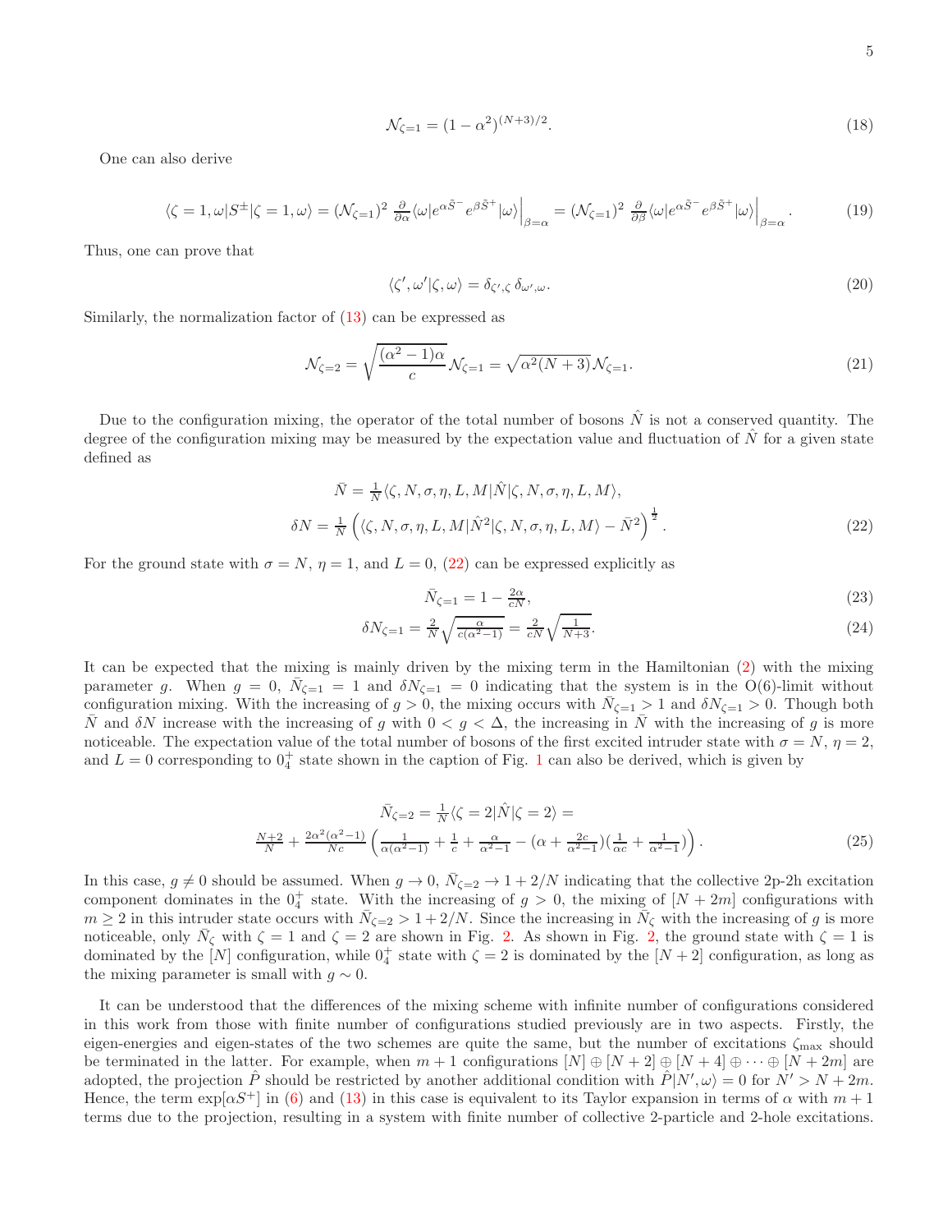$$\mathcal{N}_{\zeta=1} = (1-\alpha^2)^{(N+3)/2}. \tag{18}$$

One can also derive

$$\langle \zeta=1,\omega|S^{\pm}|\zeta=1,\omega\rangle = (\mathcal{N}_{\zeta=1})^2 \, \frac{\partial}{\partial\alpha}\langle\omega|e^{\alpha\tilde{S}^-}e^{\beta\tilde{S}^+}|\omega\rangle\Big|_{\beta=\alpha} = (\mathcal{N}_{\zeta=1})^2 \, \frac{\partial}{\partial\beta}\langle\omega|e^{\alpha\tilde{S}^-}e^{\beta\tilde{S}^+}|\omega\rangle\Big|_{\beta=\alpha}. \tag{19}$$

Thus, one can prove that

$$\langle\zeta',\omega'|\zeta,\omega\rangle = \delta_{\zeta',\zeta}\,\delta_{\omega',\omega}. \tag{20}$$

Similarly, the normalization factor of (13) can be expressed as

$$\mathcal{N}_{\zeta=2} = \sqrt{\frac{(\alpha^2-1)\alpha}{c}}\,\mathcal{N}_{\zeta=1} = \sqrt{\alpha^2(N+3)}\,\mathcal{N}_{\zeta=1}. \tag{21}$$

Due to the configuration mixing, the operator of the total number of bosons $\hat{N}$ is not a conserved quantity. The degree of the configuration mixing may be measured by the expectation value and fluctuation of $\hat{N}$ for a given state defined as

$$\begin{aligned}\bar{N} &= \tfrac{1}{N}\langle\zeta,N,\sigma,\eta,L,M|\hat{N}|\zeta,N,\sigma,\eta,L,M\rangle,\\ \delta N &= \tfrac{1}{N}\left(\langle\zeta,N,\sigma,\eta,L,M|\hat{N}^2|\zeta,N,\sigma,\eta,L,M\rangle - \bar{N}^2\right)^{\frac{1}{2}}.\end{aligned} \tag{22}$$

For the ground state with $\sigma=N$, $\eta=1$, and $L=0$, (22) can be expressed explicitly as

$$\bar{N}_{\zeta=1} = 1-\tfrac{2\alpha}{cN}, \tag{23}$$

$$\delta N_{\zeta=1} = \tfrac{2}{N}\sqrt{\tfrac{\alpha}{c(\alpha^2-1)}} = \tfrac{2}{cN}\sqrt{\tfrac{1}{N+3}}. \tag{24}$$

It can be expected that the mixing is mainly driven by the mixing term in the Hamiltonian (2) with the mixing parameter $g$. When $g=0$, $\bar{N}_{\zeta=1}=1$ and $\delta N_{\zeta=1}=0$ indicating that the system is in the O(6)-limit without configuration mixing. With the increasing of $g>0$, the mixing occurs with $\bar{N}_{\zeta=1}>1$ and $\delta N_{\zeta=1}>0$. Though both $\bar{N}$ and $\delta N$ increase with the increasing of $g$ with $0<g<\Delta$, the increasing in $\bar{N}$ with the increasing of $g$ is more noticeable. The expectation value of the total number of bosons of the first excited intruder state with $\sigma=N$, $\eta=2$, and $L=0$ corresponding to $0_4^+$ state shown in the caption of Fig. 1 can also be derived, which is given by

$$\begin{aligned}&\bar{N}_{\zeta=2} = \tfrac{1}{N}\langle\zeta=2|\hat{N}|\zeta=2\rangle = \\ &\tfrac{N+2}{N} + \tfrac{2\alpha^2(\alpha^2-1)}{Nc}\left(\tfrac{1}{\alpha(\alpha^2-1)}+\tfrac{1}{c}+\tfrac{\alpha}{\alpha^2-1}-(\alpha+\tfrac{2c}{\alpha^2-1})(\tfrac{1}{\alpha c}+\tfrac{1}{\alpha^2-1})\right).\end{aligned} \tag{25}$$

In this case, $g\neq 0$ should be assumed. When $g\to 0$, $\bar{N}_{\zeta=2}\to 1+2/N$ indicating that the collective 2p-2h excitation component dominates in the $0_4^+$ state. With the increasing of $g>0$, the mixing of $[N+2m]$ configurations with $m\geq 2$ in this intruder state occurs with $\bar{N}_{\zeta=2}>1+2/N$. Since the increasing in $\bar{N}_\zeta$ with the increasing of $g$ is more noticeable, only $\bar{N}_\zeta$ with $\zeta=1$ and $\zeta=2$ are shown in Fig. 2. As shown in Fig. 2, the ground state with $\zeta=1$ is dominated by the $[N]$ configuration, while $0_4^+$ state with $\zeta=2$ is dominated by the $[N+2]$ configuration, as long as the mixing parameter is small with $g\sim 0$.

It can be understood that the differences of the mixing scheme with infinite number of configurations considered in this work from those with finite number of configurations studied previously are in two aspects. Firstly, the eigen-energies and eigen-states of the two schemes are quite the same, but the number of excitations $\zeta_{\rm max}$ should be terminated in the latter. For example, when $m+1$ configurations $[N]\oplus[N+2]\oplus[N+4]\oplus\cdots\oplus[N+2m]$ are adopted, the projection $\hat{P}$ should be restricted by another additional condition with $\hat{P}|N',\omega\rangle=0$ for $N'>N+2m$. Hence, the term $\exp[\alpha S^+]$ in (6) and (13) in this case is equivalent to its Taylor expansion in terms of $\alpha$ with $m+1$ terms due to the projection, resulting in a system with finite number of collective 2-particle and 2-hole excitations.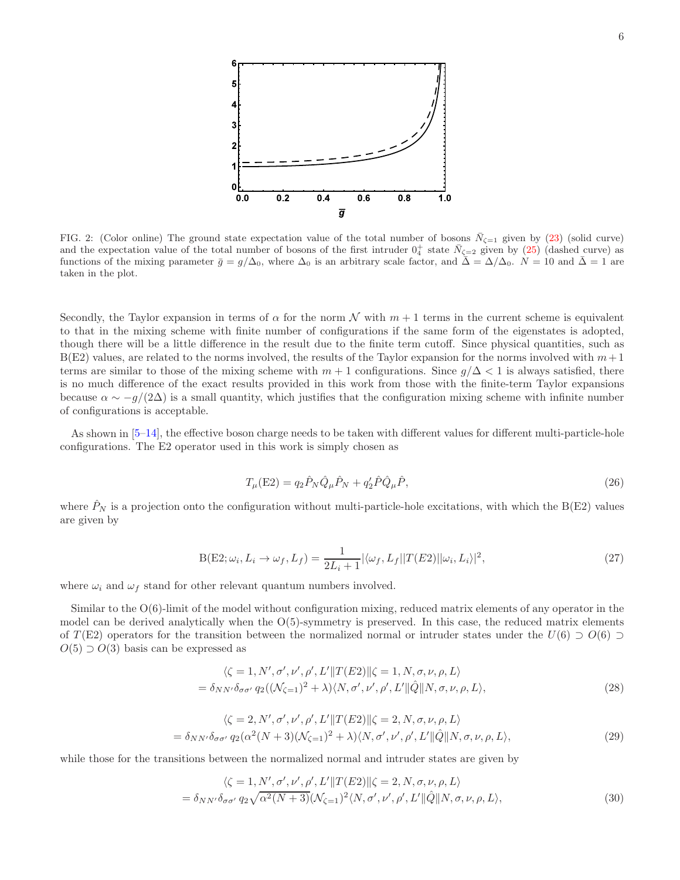FIG. 2: (Color online) The ground state expectation value of the total number of bosons $\bar{N}_{\zeta=1}$ given by (23) (solid curve) and the expectation value of the total number of bosons of the first intruder $0_4^+$ state $\bar{N}_{\zeta=2}$ given by (25) (dashed curve) as functions of the mixing parameter $\bar{g} = g/\Delta_0$, where $\Delta_0$ is an arbitrary scale factor, and $\bar{\Delta} = \Delta/\Delta_0$. $N = 10$ and $\bar{\Delta} = 1$ are taken in the plot.

Secondly, the Taylor expansion in terms of $\alpha$ for the norm $\mathcal{N}$ with $m+1$ terms in the current scheme is equivalent to that in the mixing scheme with finite number of configurations if the same form of the eigenstates is adopted, though there will be a little difference in the result due to the finite term cutoff. Since physical quantities, such as B(E2) values, are related to the norms involved, the results of the Taylor expansion for the norms involved with $m+1$ terms are similar to those of the mixing scheme with $m+1$ configurations. Since $g/\Delta < 1$ is always satisfied, there is no much difference of the exact results provided in this work from those with the finite-term Taylor expansions because $\alpha \sim -g/(2\Delta)$ is a small quantity, which justifies that the configuration mixing scheme with infinite number of configurations is acceptable.

As shown in [5–14], the effective boson charge needs to be taken with different values for different multi-particle-hole configurations. The E2 operator used in this work is simply chosen as

$$T_\mu(\mathrm{E2}) = q_2 \hat{P}_N \hat{Q}_\mu \hat{P}_N + q_2' \hat{P} \hat{Q}_\mu \hat{P}, \tag{26}$$

where $\hat{P}_N$ is a projection onto the configuration without multi-particle-hole excitations, with which the B(E2) values are given by

$$\mathrm{B(E2;}\omega_i, L_i \to \omega_f, L_f) = \frac{1}{2L_i+1} |\langle \omega_f, L_f || T(E2) || \omega_i, L_i \rangle|^2, \tag{27}$$

where $\omega_i$ and $\omega_f$ stand for other relevant quantum numbers involved.

Similar to the O(6)-limit of the model without configuration mixing, reduced matrix elements of any operator in the model can be derived analytically when the O(5)-symmetry is preserved. In this case, the reduced matrix elements of $T(\mathrm{E2})$ operators for the transition between the normalized normal or intruder states under the $U(6) \supset O(6) \supset O(5) \supset O(3)$ basis can be expressed as

$$\begin{aligned} &\langle \zeta = 1, N', \sigma', \nu', \rho', L' \| T(E2) \| \zeta = 1, N, \sigma, \nu, \rho, L \rangle \\ &= \delta_{NN'} \delta_{\sigma\sigma'}\, q_2 ((\mathcal{N}_{\zeta=1})^2 + \lambda) \langle N, \sigma', \nu', \rho', L' \| \hat{Q} \| N, \sigma, \nu, \rho, L \rangle, \end{aligned} \tag{28}$$

$$\begin{aligned} &\langle \zeta = 2, N', \sigma', \nu', \rho', L' \| T(E2) \| \zeta = 2, N, \sigma, \nu, \rho, L \rangle \\ &= \delta_{NN'} \delta_{\sigma\sigma'}\, q_2 (\alpha^2 (N+3) (\mathcal{N}_{\zeta=1})^2 + \lambda) \langle N, \sigma', \nu', \rho', L' \| \hat{Q} \| N, \sigma, \nu, \rho, L \rangle, \end{aligned} \tag{29}$$

while those for the transitions between the normalized normal and intruder states are given by

$$\begin{aligned} &\langle \zeta = 1, N', \sigma', \nu', \rho', L' \| T(E2) \| \zeta = 2, N, \sigma, \nu, \rho, L \rangle \\ &= \delta_{NN'} \delta_{\sigma\sigma'}\, q_2 \sqrt{\alpha^2 (N+3)} (\mathcal{N}_{\zeta=1})^2 \langle N, \sigma', \nu', \rho', L' \| \hat{Q} \| N, \sigma, \nu, \rho, L \rangle, \end{aligned} \tag{30}$$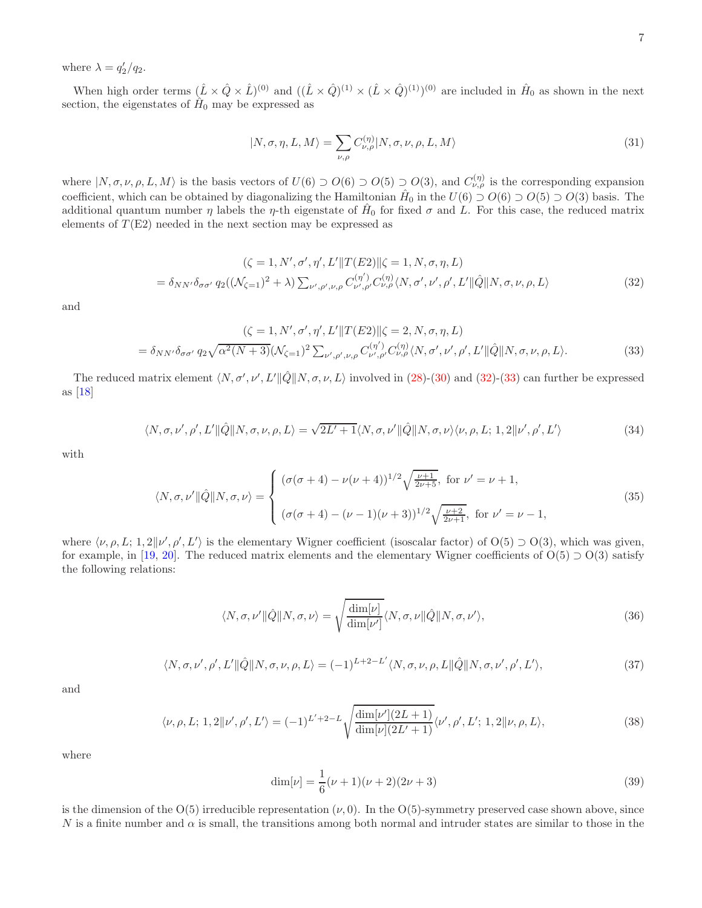where $\lambda = q_2'/q_2$.

When high order terms $(\hat{L} \times \hat{Q} \times \hat{L})^{(0)}$ and $((\hat{L} \times \hat{Q})^{(1)} \times (\hat{L} \times \hat{Q})^{(1)})^{(0)}$ are included in $\hat{H}_0$ as shown in the next section, the eigenstates of $\hat{H}_0$ may be expressed as

$$|N, \sigma, \eta, L, M\rangle = \sum_{\nu,\rho} C^{(\eta)}_{\nu,\rho} |N, \sigma, \nu, \rho, L, M\rangle \tag{31}$$

where $|N, \sigma, \nu, \rho, L, M\rangle$ is the basis vectors of $U(6) \supset O(6) \supset O(5) \supset O(3)$, and $C^{(\eta)}_{\nu,\rho}$ is the corresponding expansion coefficient, which can be obtained by diagonalizing the Hamiltonian $\hat{H}_0$ in the $U(6) \supset O(6) \supset O(5) \supset O(3)$ basis. The additional quantum number $\eta$ labels the $\eta$-th eigenstate of $\hat{H}_0$ for fixed $\sigma$ and $L$. For this case, the reduced matrix elements of $T(\mathrm{E2})$ needed in the next section may be expressed as

$$\begin{gathered}(\zeta = 1, N', \sigma', \eta', L' \| T(E2) \| \zeta = 1, N, \sigma, \eta, L) \\ = \delta_{NN'} \delta_{\sigma\sigma'}\, q_2 ((\mathcal{N}_{\zeta=1})^2 + \lambda) \sum_{\nu',\rho',\nu,\rho} C^{(\eta')}_{\nu',\rho'} C^{(\eta)}_{\nu,\rho} \langle N, \sigma', \nu', \rho', L' \| \hat{Q} \| N, \sigma, \nu, \rho, L\rangle\end{gathered} \tag{32}$$

and

$$\begin{gathered}(\zeta = 1, N', \sigma', \eta', L' \| T(E2) \| \zeta = 2, N, \sigma, \eta, L) \\ = \delta_{NN'} \delta_{\sigma\sigma'}\, q_2 \sqrt{\alpha^2 (N+3)} (\mathcal{N}_{\zeta=1})^2 \sum_{\nu',\rho',\nu,\rho} C^{(\eta')}_{\nu',\rho'} C^{(\eta)}_{\nu,\rho} \langle N, \sigma', \nu', \rho', L' \| \hat{Q} \| N, \sigma, \nu, \rho, L\rangle.\end{gathered} \tag{33}$$

The reduced matrix element $\langle N, \sigma', \nu', L' \| \hat{Q} \| N, \sigma, \nu, L\rangle$ involved in (28)-(30) and (32)-(33) can further be expressed as [18]

$$\langle N, \sigma, \nu', \rho', L' \| \hat{Q} \| N, \sigma, \nu, \rho, L\rangle = \sqrt{2L'+1} \langle N, \sigma, \nu' \| \hat{Q} \| N, \sigma, \nu\rangle \langle \nu, \rho, L;\, 1, 2 \| \nu', \rho', L'\rangle \tag{34}$$

with

$$\langle N, \sigma, \nu' \| \hat{Q} \| N, \sigma, \nu\rangle = \begin{cases} (\sigma(\sigma+4) - \nu(\nu+4))^{1/2} \sqrt{\frac{\nu+1}{2\nu+5}}, \text{ for } \nu' = \nu+1, \\ \\ (\sigma(\sigma+4) - (\nu-1)(\nu+3))^{1/2} \sqrt{\frac{\nu+2}{2\nu+1}}, \text{ for } \nu' = \nu-1, \end{cases} \tag{35}$$

where $\langle \nu, \rho, L;\, 1, 2 \| \nu', \rho', L'\rangle$ is the elementary Wigner coefficient (isoscalar factor) of $\mathrm{O}(5) \supset \mathrm{O}(3)$, which was given, for example, in [19, 20]. The reduced matrix elements and the elementary Wigner coefficients of $\mathrm{O}(5) \supset \mathrm{O}(3)$ satisfy the following relations:

$$\langle N, \sigma, \nu' \| \hat{Q} \| N, \sigma, \nu\rangle = \sqrt{\frac{\dim[\nu]}{\dim[\nu']}} \langle N, \sigma, \nu \| \hat{Q} \| N, \sigma, \nu'\rangle, \tag{36}$$

$$\langle N, \sigma, \nu', \rho', L' \| \hat{Q} \| N, \sigma, \nu, \rho, L\rangle = (-1)^{L+2-L'} \langle N, \sigma, \nu, \rho, L \| \hat{Q} \| N, \sigma, \nu', \rho', L'\rangle, \tag{37}$$

and

$$\langle \nu, \rho, L;\, 1, 2 \| \nu', \rho', L'\rangle = (-1)^{L'+2-L} \sqrt{\frac{\dim[\nu'](2L+1)}{\dim[\nu](2L'+1)}} \langle \nu', \rho', L';\, 1, 2 \| \nu, \rho, L\rangle, \tag{38}$$

where

$$\dim[\nu] = \frac{1}{6}(\nu+1)(\nu+2)(2\nu+3) \tag{39}$$

is the dimension of the $\mathrm{O}(5)$ irreducible representation $(\nu, 0)$. In the $\mathrm{O}(5)$-symmetry preserved case shown above, since $N$ is a finite number and $\alpha$ is small, the transitions among both normal and intruder states are similar to those in the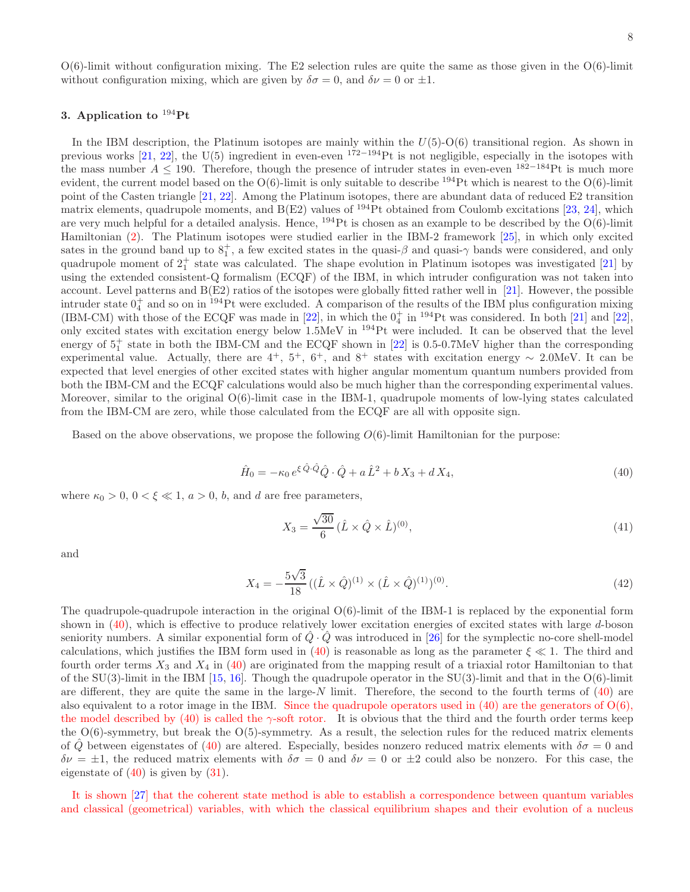O(6)-limit without configuration mixing. The E2 selection rules are quite the same as those given in the O(6)-limit without configuration mixing, which are given by $\delta\sigma = 0$, and $\delta\nu = 0$ or $\pm 1$.

### 3. Application to $^{194}$Pt

In the IBM description, the Platinum isotopes are mainly within the $U(5)$-O(6) transitional region. As shown in previous works [21, 22], the U(5) ingredient in even-even $^{172-194}$Pt is not negligible, especially in the isotopes with the mass number $A \leq 190$. Therefore, though the presence of intruder states in even-even $^{182-184}$Pt is much more evident, the current model based on the O(6)-limit is only suitable to describe $^{194}$Pt which is nearest to the O(6)-limit point of the Casten triangle [21, 22]. Among the Platinum isotopes, there are abundant data of reduced E2 transition matrix elements, quadrupole moments, and B(E2) values of $^{194}$Pt obtained from Coulomb excitations [23, 24], which are very much helpful for a detailed analysis. Hence, $^{194}$Pt is chosen as an example to be described by the O(6)-limit Hamiltonian (2). The Platinum isotopes were studied earlier in the IBM-2 framework [25], in which only excited sates in the ground band up to $8_1^+$, a few excited states in the quasi-$\beta$ and quasi-$\gamma$ bands were considered, and only quadrupole moment of $2_1^+$ state was calculated. The shape evolution in Platinum isotopes was investigated [21] by using the extended consistent-Q formalism (ECQF) of the IBM, in which intruder configuration was not taken into account. Level patterns and B(E2) ratios of the isotopes were globally fitted rather well in [21]. However, the possible intruder state $0_4^+$ and so on in $^{194}$Pt were excluded. A comparison of the results of the IBM plus configuration mixing (IBM-CM) with those of the ECQF was made in [22], in which the $0_4^+$ in $^{194}$Pt was considered. In both [21] and [22], only excited states with excitation energy below 1.5MeV in $^{194}$Pt were included. It can be observed that the level energy of $5_1^+$ state in both the IBM-CM and the ECQF shown in [22] is 0.5-0.7MeV higher than the corresponding experimental value. Actually, there are $4^+$, $5^+$, $6^+$, and $8^+$ states with excitation energy $\sim$ 2.0MeV. It can be expected that level energies of other excited states with higher angular momentum quantum numbers provided from both the IBM-CM and the ECQF calculations would also be much higher than the corresponding experimental values. Moreover, similar to the original O(6)-limit case in the IBM-1, quadrupole moments of low-lying states calculated from the IBM-CM are zero, while those calculated from the ECQF are all with opposite sign.

Based on the above observations, we propose the following $O(6)$-limit Hamiltonian for the purpose:

$$\hat{H}_0 = -\kappa_0\, e^{\xi\,\hat{Q}\cdot\hat{Q}}\hat{Q}\cdot\hat{Q} + a\,\hat{L}^2 + b\,X_3 + d\,X_4, \tag{40}$$

where $\kappa_0 > 0$, $0 < \xi \ll 1$, $a > 0$, $b$, and $d$ are free parameters,

$$X_3 = \frac{\sqrt{30}}{6}\,(\hat{L}\times\hat{Q}\times\hat{L})^{(0)}, \tag{41}$$

and

$$X_4 = -\frac{5\sqrt{3}}{18}\,((\hat{L}\times\hat{Q})^{(1)}\times(\hat{L}\times\hat{Q})^{(1)})^{(0)}. \tag{42}$$

The quadrupole-quadrupole interaction in the original O(6)-limit of the IBM-1 is replaced by the exponential form shown in (40), which is effective to produce relatively lower excitation energies of excited states with large $d$-boson seniority numbers. A similar exponential form of $\hat{Q}\cdot\hat{Q}$ was introduced in [26] for the symplectic no-core shell-model calculations, which justifies the IBM form used in (40) is reasonable as long as the parameter $\xi \ll 1$. The third and fourth order terms $X_3$ and $X_4$ in (40) are originated from the mapping result of a triaxial rotor Hamiltonian to that of the SU(3)-limit in the IBM [15, 16]. Though the quadrupole operator in the SU(3)-limit and that in the O(6)-limit are different, they are quite the same in the large-$N$ limit. Therefore, the second to the fourth terms of (40) are also equivalent to a rotor image in the IBM. Since the quadrupole operators used in (40) are the generators of O(6), the model described by (40) is called the $\gamma$-soft rotor. It is obvious that the third and the fourth order terms keep the O(6)-symmetry, but break the O(5)-symmetry. As a result, the selection rules for the reduced matrix elements of $\hat{Q}$ between eigenstates of (40) are altered. Especially, besides nonzero reduced matrix elements with $\delta\sigma = 0$ and $\delta\nu = \pm 1$, the reduced matrix elements with $\delta\sigma = 0$ and $\delta\nu = 0$ or $\pm 2$ could also be nonzero. For this case, the eigenstate of (40) is given by (31).

It is shown [27] that the coherent state method is able to establish a correspondence between quantum variables and classical (geometrical) variables, with which the classical equilibrium shapes and their evolution of a nucleus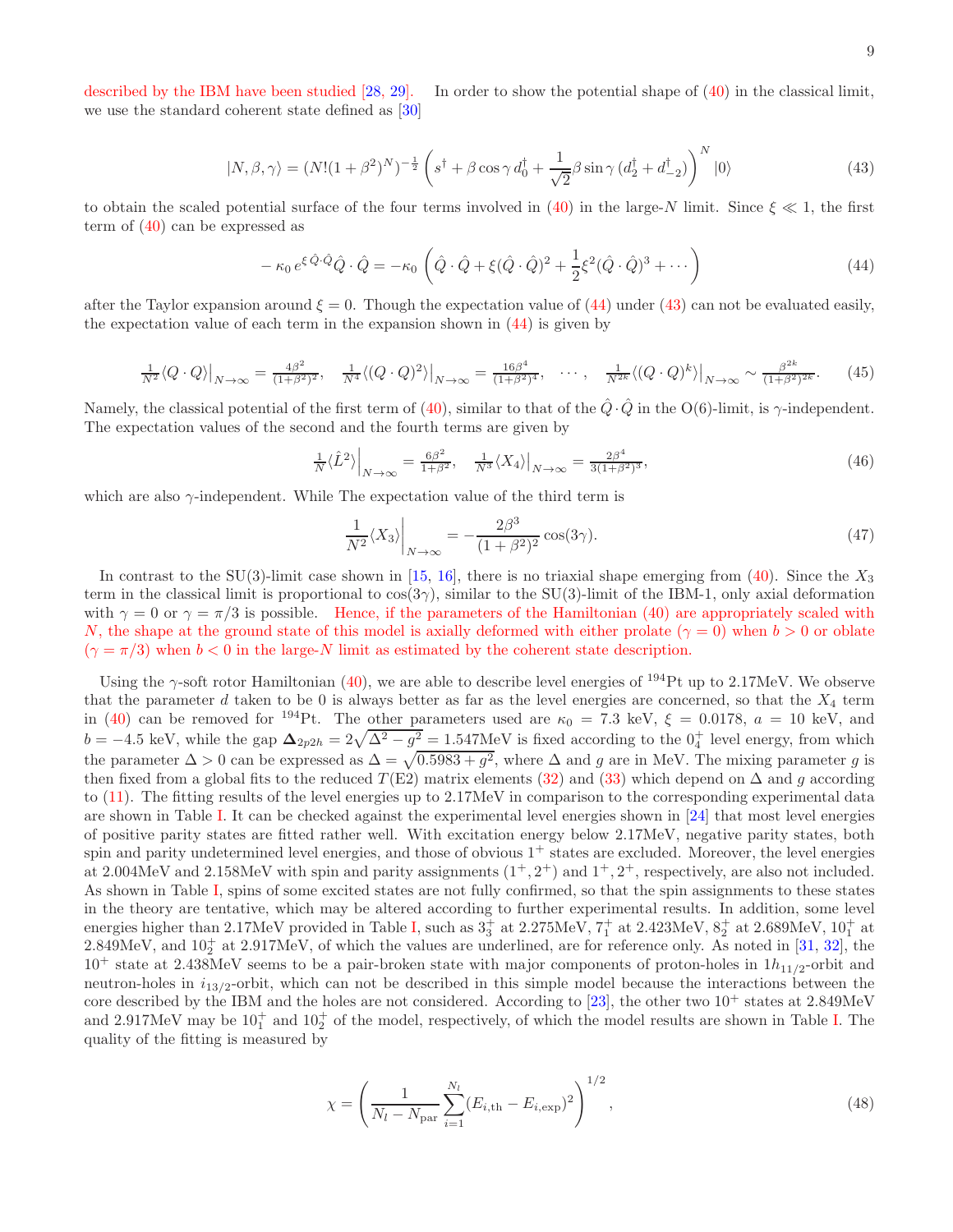described by the IBM have been studied [28, 29]. In order to show the potential shape of (40) in the classical limit, we use the standard coherent state defined as [30]

$$|N,\beta,\gamma\rangle = (N!(1+\beta^2)^N)^{-\frac{1}{2}} \left( s^\dagger + \beta\cos\gamma\, d_0^\dagger + \frac{1}{\sqrt{2}}\beta\sin\gamma\,(d_2^\dagger + d_{-2}^\dagger) \right)^N |0\rangle \tag{43}$$

to obtain the scaled potential surface of the four terms involved in (40) in the large-$N$ limit. Since $\xi \ll 1$, the first term of (40) can be expressed as

$$-\kappa_0\, e^{\xi\hat{Q}\cdot\hat{Q}}\hat{Q}\cdot\hat{Q} = -\kappa_0 \left( \hat{Q}\cdot\hat{Q} + \xi(\hat{Q}\cdot\hat{Q})^2 + \frac{1}{2}\xi^2(\hat{Q}\cdot\hat{Q})^3 + \cdots \right) \tag{44}$$

after the Taylor expansion around $\xi = 0$. Though the expectation value of (44) under (43) can not be evaluated easily, the expectation value of each term in the expansion shown in (44) is given by

$$\tfrac{1}{N^2}\langle Q\cdot Q\rangle\big|_{N\to\infty} = \tfrac{4\beta^2}{(1+\beta^2)^2}, \quad \tfrac{1}{N^4}\langle (Q\cdot Q)^2\rangle\big|_{N\to\infty} = \tfrac{16\beta^4}{(1+\beta^2)^4}, \quad \cdots, \quad \tfrac{1}{N^{2k}}\langle (Q\cdot Q)^k\rangle\big|_{N\to\infty} \sim \tfrac{\beta^{2k}}{(1+\beta^2)^{2k}}. \tag{45}$$

Namely, the classical potential of the first term of (40), similar to that of the $\hat{Q}\cdot\hat{Q}$ in the O(6)-limit, is $\gamma$-independent. The expectation values of the second and the fourth terms are given by

$$\tfrac{1}{N}\langle \hat{L}^2\rangle\Big|_{N\to\infty} = \tfrac{6\beta^2}{1+\beta^2}, \quad \tfrac{1}{N^3}\langle X_4\rangle\big|_{N\to\infty} = \tfrac{2\beta^4}{3(1+\beta^2)^3}, \tag{46}$$

which are also $\gamma$-independent. While The expectation value of the third term is

$$\frac{1}{N^2}\langle X_3\rangle\bigg|_{N\to\infty} = -\frac{2\beta^3}{(1+\beta^2)^2}\cos(3\gamma). \tag{47}$$

In contrast to the SU(3)-limit case shown in [15, 16], there is no triaxial shape emerging from (40). Since the $X_3$ term in the classical limit is proportional to $\cos(3\gamma)$, similar to the SU(3)-limit of the IBM-1, only axial deformation with $\gamma = 0$ or $\gamma = \pi/3$ is possible. Hence, if the parameters of the Hamiltonian (40) are appropriately scaled with $N$, the shape at the ground state of this model is axially deformed with either prolate ($\gamma = 0$) when $b > 0$ or oblate ($\gamma = \pi/3$) when $b < 0$ in the large-$N$ limit as estimated by the coherent state description.

Using the $\gamma$-soft rotor Hamiltonian (40), we are able to describe level energies of $^{194}$Pt up to 2.17MeV. We observe that the parameter $d$ taken to be 0 is always better as far as the level energies are concerned, so that the $X_4$ term in (40) can be removed for $^{194}$Pt. The other parameters used are $\kappa_0 = 7.3$ keV, $\xi = 0.0178$, $a = 10$ keV, and $b = -4.5$ keV, while the gap $\boldsymbol{\Delta}_{2p2h} = 2\sqrt{\Delta^2 - g^2} = 1.547$MeV is fixed according to the $0_4^+$ level energy, from which the parameter $\Delta > 0$ can be expressed as $\Delta = \sqrt{0.5983 + g^2}$, where $\Delta$ and $g$ are in MeV. The mixing parameter $g$ is then fixed from a global fits to the reduced $T$(E2) matrix elements (32) and (33) which depend on $\Delta$ and $g$ according to (11). The fitting results of the level energies up to 2.17MeV in comparison to the corresponding experimental data are shown in Table I. It can be checked against the experimental level energies shown in [24] that most level energies of positive parity states are fitted rather well. With excitation energy below 2.17MeV, negative parity states, both spin and parity undetermined level energies, and those of obvious $1^+$ states are excluded. Moreover, the level energies at 2.004MeV and 2.158MeV with spin and parity assignments $(1^+, 2^+)$ and $1^+, 2^+$, respectively, are also not included. As shown in Table I, spins of some excited states are not fully confirmed, so that the spin assignments to these states in the theory are tentative, which may be altered according to further experimental results. In addition, some level energies higher than 2.17MeV provided in Table I, such as $3_3^+$ at 2.275MeV, $7_1^+$ at 2.423MeV, $8_2^+$ at 2.689MeV, $10_1^+$ at 2.849MeV, and $10_2^+$ at 2.917MeV, of which the values are underlined, are for reference only. As noted in [31, 32], the $10^+$ state at 2.438MeV seems to be a pair-broken state with major components of proton-holes in $1h_{11/2}$-orbit and neutron-holes in $i_{13/2}$-orbit, which can not be described in this simple model because the interactions between the core described by the IBM and the holes are not considered. According to [23], the other two $10^+$ states at 2.849MeV and 2.917MeV may be $10_1^+$ and $10_2^+$ of the model, respectively, of which the model results are shown in Table I. The quality of the fitting is measured by

$$\chi = \left( \frac{1}{N_l - N_{\rm par}} \sum_{i=1}^{N_l} (E_{i,\rm th} - E_{i,\rm exp})^2 \right)^{1/2}, \tag{48}$$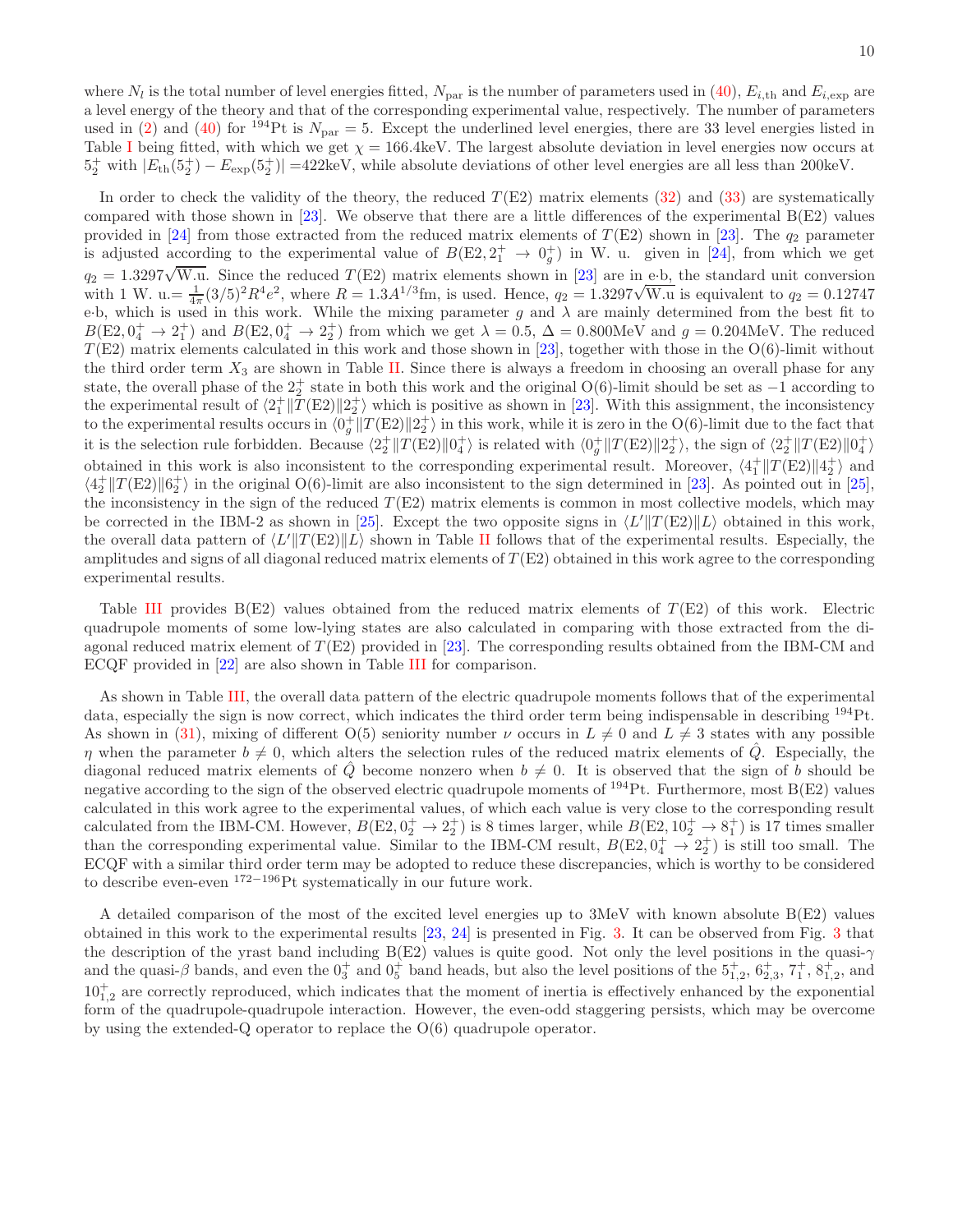where $N_l$ is the total number of level energies fitted, $N_{\rm par}$ is the number of parameters used in (40), $E_{i,{\rm th}}$ and $E_{i,{\rm exp}}$ are a level energy of the theory and that of the corresponding experimental value, respectively. The number of parameters used in (2) and (40) for $^{194}$Pt is $N_{\rm par} = 5$. Except the underlined level energies, there are 33 level energies listed in Table I being fitted, with which we get $\chi = 166.4$keV. The largest absolute deviation in level energies now occurs at $5_2^+$ with $|E_{\rm th}(5_2^+) - E_{\rm exp}(5_2^+)| = 422$keV, while absolute deviations of other level energies are all less than 200keV.

In order to check the validity of the theory, the reduced $T$(E2) matrix elements (32) and (33) are systematically compared with those shown in [23]. We observe that there are a little differences of the experimental B(E2) values provided in [24] from those extracted from the reduced matrix elements of $T$(E2) shown in [23]. The $q_2$ parameter is adjusted according to the experimental value of $B({\rm E2}, 2_1^+ \to 0_g^+)$ in W. u. given in [24], from which we get $q_2 = 1.3297\sqrt{\rm W.u}$. Since the reduced $T$(E2) matrix elements shown in [23] are in e·b, the standard unit conversion with 1 W. u.$= \frac{1}{4\pi}(3/5)^2 R^4 e^2$, where $R = 1.3A^{1/3}$fm, is used. Hence, $q_2 = 1.3297\sqrt{\rm W.u}$ is equivalent to $q_2 = 0.12747$ e·b, which is used in this work. While the mixing parameter $g$ and $\lambda$ are mainly determined from the best fit to $B({\rm E2}, 0_4^+ \to 2_1^+)$ and $B({\rm E2}, 0_4^+ \to 2_2^+)$ from which we get $\lambda = 0.5$, $\Delta = 0.800$MeV and $g = 0.204$MeV. The reduced $T$(E2) matrix elements calculated in this work and those shown in [23], together with those in the O(6)-limit without the third order term $X_3$ are shown in Table II. Since there is always a freedom in choosing an overall phase for any state, the overall phase of the $2_2^+$ state in both this work and the original O(6)-limit should be set as $-1$ according to the experimental result of $\langle 2_1^+ \| T({\rm E2}) \| 2_2^+ \rangle$ which is positive as shown in [23]. With this assignment, the inconsistency to the experimental results occurs in $\langle 0_g^+ \| T({\rm E2}) \| 2_2^+ \rangle$ in this work, while it is zero in the O(6)-limit due to the fact that it is the selection rule forbidden. Because $\langle 2_2^+ \| T({\rm E2}) \| 0_4^+ \rangle$ is related with $\langle 0_g^+ \| T({\rm E2}) \| 2_2^+ \rangle$, the sign of $\langle 2_2^+ \| T({\rm E2}) \| 0_4^+ \rangle$ obtained in this work is also inconsistent to the corresponding experimental result. Moreover, $\langle 4_1^+ \| T({\rm E2}) \| 4_2^+ \rangle$ and $\langle 4_2^+ \| T({\rm E2}) \| 6_2^+ \rangle$ in the original O(6)-limit are also inconsistent to the sign determined in [23]. As pointed out in [25], the inconsistency in the sign of the reduced $T$(E2) matrix elements is common in most collective models, which may be corrected in the IBM-2 as shown in [25]. Except the two opposite signs in $\langle L' \| T({\rm E2}) \| L \rangle$ obtained in this work, the overall data pattern of $\langle L' \| T({\rm E2}) \| L \rangle$ shown in Table II follows that of the experimental results. Especially, the amplitudes and signs of all diagonal reduced matrix elements of $T$(E2) obtained in this work agree to the corresponding experimental results.

Table III provides B(E2) values obtained from the reduced matrix elements of $T$(E2) of this work. Electric quadrupole moments of some low-lying states are also calculated in comparing with those extracted from the diagonal reduced matrix element of $T$(E2) provided in [23]. The corresponding results obtained from the IBM-CM and ECQF provided in [22] are also shown in Table III for comparison.

As shown in Table III, the overall data pattern of the electric quadrupole moments follows that of the experimental data, especially the sign is now correct, which indicates the third order term being indispensable in describing $^{194}$Pt. As shown in (31), mixing of different O(5) seniority number $\nu$ occurs in $L \neq 0$ and $L \neq 3$ states with any possible $\eta$ when the parameter $b \neq 0$, which alters the selection rules of the reduced matrix elements of $\hat{Q}$. Especially, the diagonal reduced matrix elements of $\hat{Q}$ become nonzero when $b \neq 0$. It is observed that the sign of $b$ should be negative according to the sign of the observed electric quadrupole moments of $^{194}$Pt. Furthermore, most B(E2) values calculated in this work agree to the experimental values, of which each value is very close to the corresponding result calculated from the IBM-CM. However, $B({\rm E2}, 0_2^+ \to 2_2^+)$ is 8 times larger, while $B({\rm E2}, 10_2^+ \to 8_1^+)$ is 17 times smaller than the corresponding experimental value. Similar to the IBM-CM result, $B({\rm E2}, 0_4^+ \to 2_2^+)$ is still too small. The ECQF with a similar third order term may be adopted to reduce these discrepancies, which is worthy to be considered to describe even-even $^{172-196}$Pt systematically in our future work.

A detailed comparison of the most of the excited level energies up to 3MeV with known absolute B(E2) values obtained in this work to the experimental results [23, 24] is presented in Fig. 3. It can be observed from Fig. 3 that the description of the yrast band including B(E2) values is quite good. Not only the level positions in the quasi-$\gamma$ and the quasi-$\beta$ bands, and even the $0_3^+$ and $0_5^+$ band heads, but also the level positions of the $5_{1,2}^+$, $6_{2,3}^+$, $7_1^+$, $8_{1,2}^+$, and $10_{1,2}^+$ are correctly reproduced, which indicates that the moment of inertia is effectively enhanced by the exponential form of the quadrupole-quadrupole interaction. However, the even-odd staggering persists, which may be overcome by using the extended-Q operator to replace the O(6) quadrupole operator.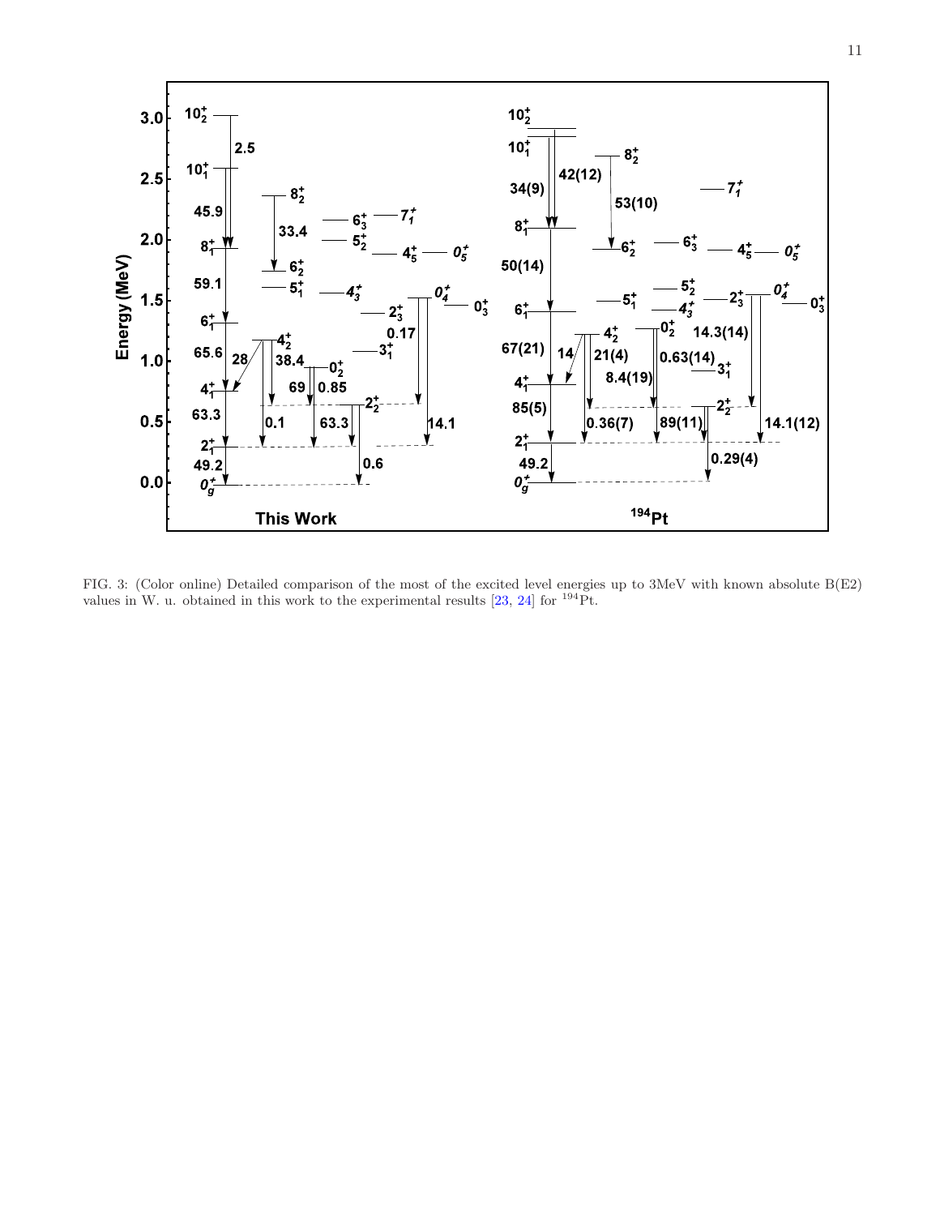FIG. 3: (Color online) Detailed comparison of the most of the excited level energies up to 3MeV with known absolute B(E2) values in W. u. obtained in this work to the experimental results [23, 24] for $^{194}$Pt.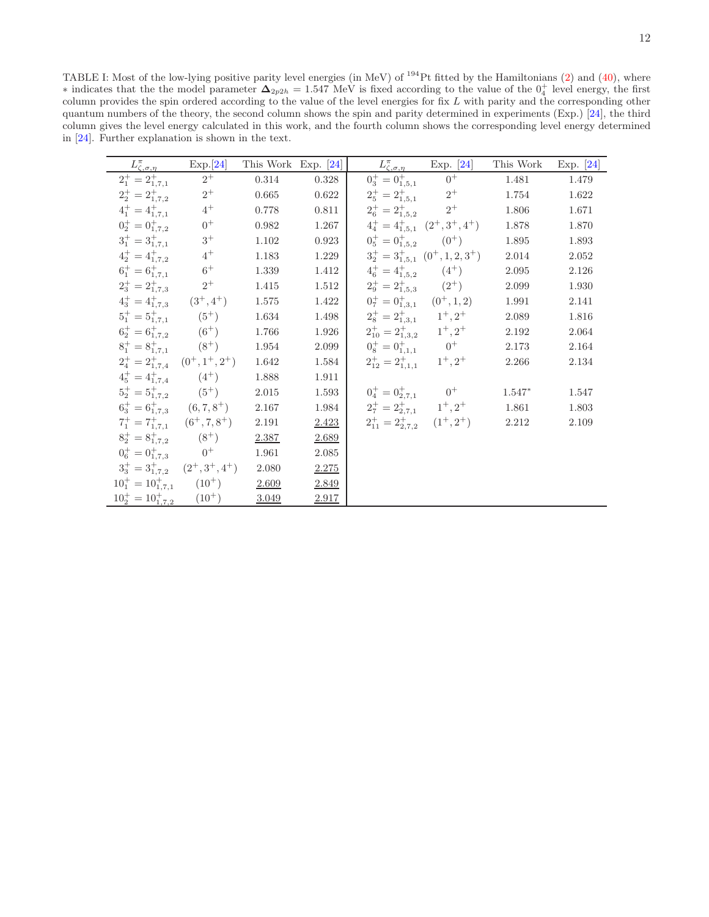TABLE I: Most of the low-lying positive parity level energies (in MeV) of $^{194}$Pt fitted by the Hamiltonians (2) and (40), where $*$ indicates that the the model parameter $\mathbf{\Delta}_{2p2h} = 1.547$ MeV is fixed according to the value of the $0^+_4$ level energy, the first column provides the spin ordered according to the value of the level energies for fix $L$ with parity and the corresponding other quantum numbers of the theory, the second column shows the spin and parity determined in experiments (Exp.) [24], the third column gives the level energy calculated in this work, and the fourth column shows the corresponding level energy determined in [24]. Further explanation is shown in the text.

| $L^{\pi}_{\zeta,\sigma,\eta}$ | Exp.[24] | This Work | Exp. [24] | $L^{\pi}_{\zeta,\sigma,\eta}$ | Exp. [24] | This Work | Exp. [24] |
|---|---|---|---|---|---|---|---|
| $2^+_1 = 2^+_{1,7,1}$ | $2^+$ | 0.314 | 0.328 | $0^+_3 = 0^+_{1,5,1}$ | $0^+$ | 1.481 | 1.479 |
| $2^+_2 = 2^+_{1,7,2}$ | $2^+$ | 0.665 | 0.622 | $2^+_5 = 2^+_{1,5,1}$ | $2^+$ | 1.754 | 1.622 |
| $4^+_1 = 4^+_{1,7,1}$ | $4^+$ | 0.778 | 0.811 | $2^+_6 = 2^+_{1,5,2}$ | $2^+$ | 1.806 | 1.671 |
| $0^+_2 = 0^+_{1,7,2}$ | $0^+$ | 0.982 | 1.267 | $4^+_4 = 4^+_{1,5,1}$ | $(2^+,3^+,4^+)$ | 1.878 | 1.870 |
| $3^+_1 = 3^+_{1,7,1}$ | $3^+$ | 1.102 | 0.923 | $0^+_5 = 0^+_{1,5,2}$ | $(0^+)$ | 1.895 | 1.893 |
| $4^+_2 = 4^+_{1,7,2}$ | $4^+$ | 1.183 | 1.229 | $3^+_2 = 3^+_{1,5,1}$ | $(0^+,1,2,3^+)$ | 2.014 | 2.052 |
| $6^+_1 = 6^+_{1,7,1}$ | $6^+$ | 1.339 | 1.412 | $4^+_6 = 4^+_{1,5,2}$ | $(4^+)$ | 2.095 | 2.126 |
| $2^+_3 = 2^+_{1,7,3}$ | $2^+$ | 1.415 | 1.512 | $2^+_9 = 2^+_{1,5,3}$ | $(2^+)$ | 2.099 | 1.930 |
| $4^+_3 = 4^+_{1,7,3}$ | $(3^+,4^+)$ | 1.575 | 1.422 | $0^+_7 = 0^+_{1,3,1}$ | $(0^+,1,2)$ | 1.991 | 2.141 |
| $5^+_1 = 5^+_{1,7,1}$ | $(5^+)$ | 1.634 | 1.498 | $2^+_8 = 2^+_{1,3,1}$ | $1^+,2^+$ | 2.089 | 1.816 |
| $6^+_2 = 6^+_{1,7,2}$ | $(6^+)$ | 1.766 | 1.926 | $2^+_{10} = 2^+_{1,3,2}$ | $1^+,2^+$ | 2.192 | 2.064 |
| $8^+_1 = 8^+_{1,7,1}$ | $(8^+)$ | 1.954 | 2.099 | $0^+_8 = 0^+_{1,1,1}$ | $0^+$ | 2.173 | 2.164 |
| $2^+_4 = 2^+_{1,7,4}$ | $(0^+,1^+,2^+)$ | 1.642 | 1.584 | $2^+_{12} = 2^+_{1,1,1}$ | $1^+,2^+$ | 2.266 | 2.134 |
| $4^+_5 = 4^+_{1,7,4}$ | $(4^+)$ | 1.888 | 1.911 | | | | |
| $5^+_2 = 5^+_{1,7,2}$ | $(5^+)$ | 2.015 | 1.593 | $0^+_4 = 0^+_{2,7,1}$ | $0^+$ | 1.547* | 1.547 |
| $6^+_3 = 6^+_{1,7,3}$ | $(6,7,8^+)$ | 2.167 | 1.984 | $2^+_7 = 2^+_{2,7,1}$ | $1^+,2^+$ | 1.861 | 1.803 |
| $7^+_1 = 7^+_{1,7,1}$ | $(6^+,7,8^+)$ | 2.191 | <u>2.423</u> | $2^+_{11} = 2^+_{2,7,2}$ | $(1^+,2^+)$ | 2.212 | 2.109 |
| $8^+_2 = 8^+_{1,7,2}$ | $(8^+)$ | <u>2.387</u> | <u>2.689</u> | | | | |
| $0^+_6 = 0^+_{1,7,3}$ | $0^+$ | 1.961 | 2.085 | | | | |
| $3^+_3 = 3^+_{1,7,2}$ | $(2^+,3^+,4^+)$ | 2.080 | <u>2.275</u> | | | | |
| $10^+_1 = 10^+_{1,7,1}$ | $(10^+)$ | <u>2.609</u> | <u>2.849</u> | | | | |
| $10^+_2 = 10^+_{1,7,2}$ | $(10^+)$ | <u>3.049</u> | <u>2.917</u> | | | | |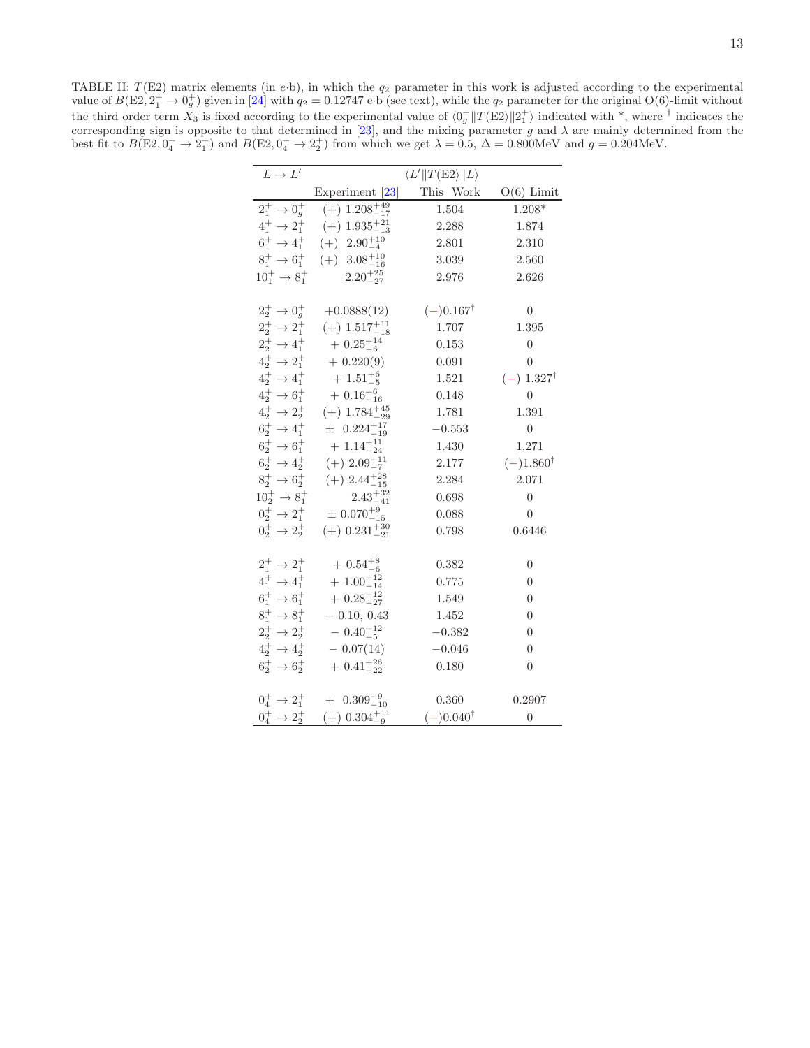TABLE II: $T(\mathrm{E2})$ matrix elements (in $e{\cdot}$b), in which the $q_2$ parameter in this work is adjusted according to the experimental value of $B(\mathrm{E2}, 2_1^+ \to 0_g^+)$ given in [24] with $q_2 = 0.12747$ e·b (see text), while the $q_2$ parameter for the original O(6)-limit without the third order term $X_3$ is fixed according to the experimental value of $\langle 0_g^+ \| T(\mathrm{E2}) \| 2_1^+ \rangle$ indicated with *, where $^\dagger$ indicates the corresponding sign is opposite to that determined in [23], and the mixing parameter $g$ and $\lambda$ are mainly determined from the best fit to $B(\mathrm{E2}, 0_4^+ \to 2_1^+)$ and $B(\mathrm{E2}, 0_4^+ \to 2_2^+)$ from which we get $\lambda = 0.5$, $\Delta = 0.800$MeV and $g = 0.204$MeV.

| $L \to L'$ | $\langle L' \| T(\mathrm{E2}) \| L \rangle$ | | |
|---|---|---|---|
| | Experiment [23] | This Work | O(6) Limit |
| $2_1^+ \to 0_g^+$ | $(+)\ 1.208^{+49}_{-17}$ | 1.504 | 1.208* |
| $4_1^+ \to 2_1^+$ | $(+)\ 1.935^{+21}_{-13}$ | 2.288 | 1.874 |
| $6_1^+ \to 4_1^+$ | $(+)\ 2.90^{+10}_{-4}$ | 2.801 | 2.310 |
| $8_1^+ \to 6_1^+$ | $(+)\ 3.08^{+10}_{-16}$ | 3.039 | 2.560 |
| $10_1^+ \to 8_1^+$ | $2.20^{+25}_{-27}$ | 2.976 | 2.626 |
| | | | |
| $2_2^+ \to 0_g^+$ | $+0.0888(12)$ | $(-)0.167^\dagger$ | 0 |
| $2_2^+ \to 2_1^+$ | $(+)\ 1.517^{+11}_{-18}$ | 1.707 | 1.395 |
| $2_2^+ \to 4_1^+$ | $+\ 0.25^{+14}_{-6}$ | 0.153 | 0 |
| $4_2^+ \to 2_1^+$ | $+\ 0.220(9)$ | 0.091 | 0 |
| $4_2^+ \to 4_1^+$ | $+\ 1.51^{+6}_{-5}$ | 1.521 | $(-)\ 1.327^\dagger$ |
| $4_2^+ \to 6_1^+$ | $+\ 0.16^{+6}_{-16}$ | 0.148 | 0 |
| $4_2^+ \to 2_2^+$ | $(+)\ 1.784^{+45}_{-29}$ | 1.781 | 1.391 |
| $6_2^+ \to 4_1^+$ | $\pm\ 0.224^{+17}_{-19}$ | $-0.553$ | 0 |
| $6_2^+ \to 6_1^+$ | $+\ 1.14^{+11}_{-24}$ | 1.430 | 1.271 |
| $6_2^+ \to 4_2^+$ | $(+)\ 2.09^{+11}_{-7}$ | 2.177 | $(-)1.860^\dagger$ |
| $8_2^+ \to 6_2^+$ | $(+)\ 2.44^{+28}_{-15}$ | 2.284 | 2.071 |
| $10_2^+ \to 8_1^+$ | $2.43^{+32}_{-41}$ | 0.698 | 0 |
| $0_2^+ \to 2_1^+$ | $\pm\ 0.070^{+9}_{-15}$ | 0.088 | 0 |
| $0_2^+ \to 2_2^+$ | $(+)\ 0.231^{+30}_{-21}$ | 0.798 | 0.6446 |
| | | | |
| $2_1^+ \to 2_1^+$ | $+\ 0.54^{+8}_{-6}$ | 0.382 | 0 |
| $4_1^+ \to 4_1^+$ | $+\ 1.00^{+12}_{-14}$ | 0.775 | 0 |
| $6_1^+ \to 6_1^+$ | $+\ 0.28^{+12}_{-27}$ | 1.549 | 0 |
| $8_1^+ \to 8_1^+$ | $-\ 0.10,\ 0.43$ | 1.452 | 0 |
| $2_2^+ \to 2_2^+$ | $-\ 0.40^{+12}_{-5}$ | $-0.382$ | 0 |
| $4_2^+ \to 4_2^+$ | $-\ 0.07(14)$ | $-0.046$ | 0 |
| $6_2^+ \to 6_2^+$ | $+\ 0.41^{+26}_{-22}$ | 0.180 | 0 |
| | | | |
| $0_4^+ \to 2_1^+$ | $+\ 0.309^{+9}_{-10}$ | 0.360 | 0.2907 |
| $0_4^+ \to 2_2^+$ | $(+)\ 0.304^{+11}_{-9}$ | $(-)0.040^\dagger$ | 0 |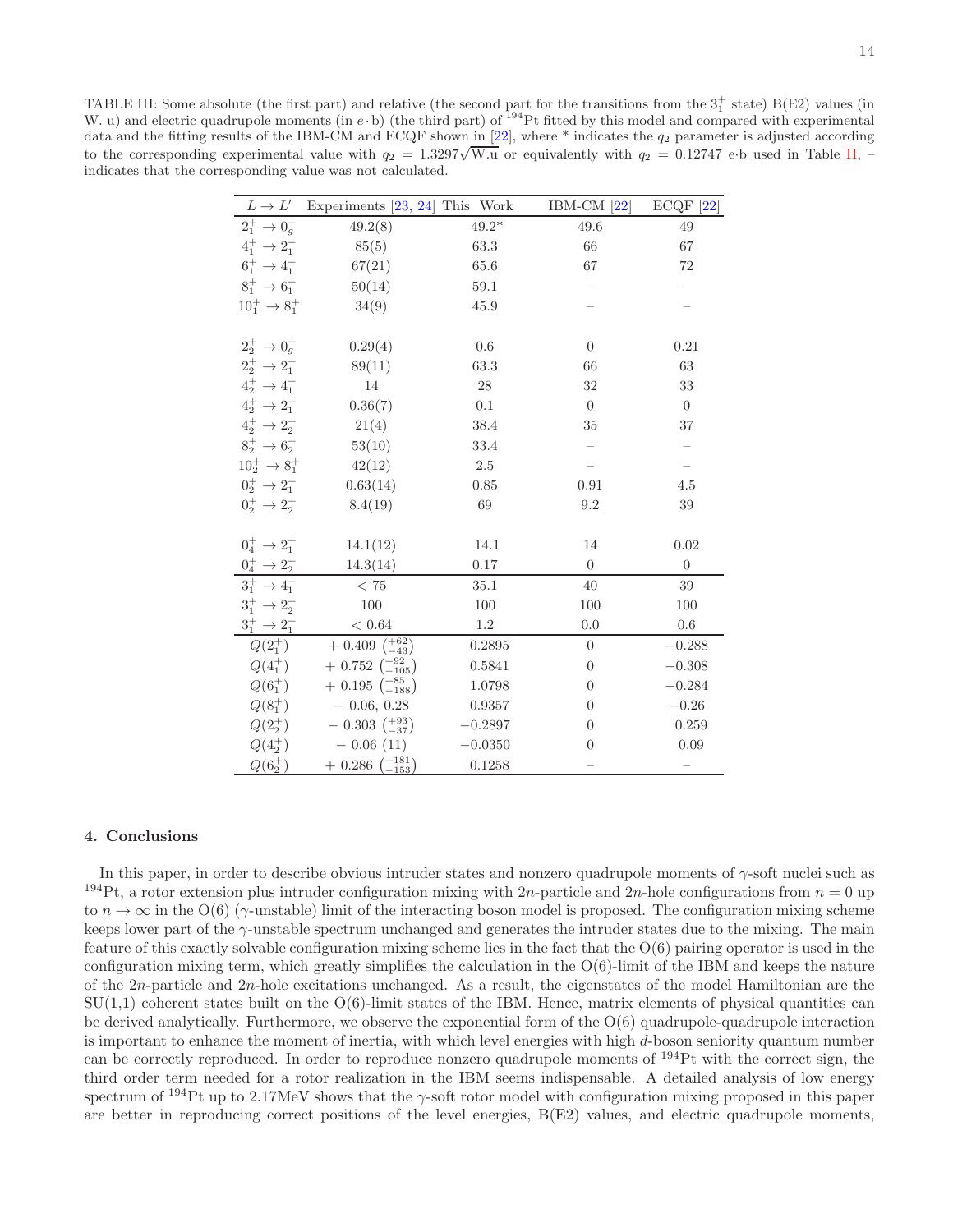TABLE III: Some absolute (the first part) and relative (the second part for the transitions from the $3_1^+$ state) B(E2) values (in W. u) and electric quadrupole moments (in $e \cdot$b) (the third part) of $^{194}$Pt fitted by this model and compared with experimental data and the fitting results of the IBM-CM and ECQF shown in [22], where * indicates the $q_2$ parameter is adjusted according to the corresponding experimental value with $q_2 = 1.3297\sqrt{\mathrm{W.u}}$ or equivalently with $q_2 = 0.12747$ e·b used in Table II, – indicates that the corresponding value was not calculated.

| $L \to L'$ | Experiments [23, 24] | This Work | IBM-CM [22] | ECQF [22] |
|---|---|---|---|---|
| $2_1^+ \to 0_g^+$ | 49.2(8) | 49.2* | 49.6 | 49 |
| $4_1^+ \to 2_1^+$ | 85(5) | 63.3 | 66 | 67 |
| $6_1^+ \to 4_1^+$ | 67(21) | 65.6 | 67 | 72 |
| $8_1^+ \to 6_1^+$ | 50(14) | 59.1 | – | – |
| $10_1^+ \to 8_1^+$ | 34(9) | 45.9 | – | – |
| | | | | |
| $2_2^+ \to 0_g^+$ | 0.29(4) | 0.6 | 0 | 0.21 |
| $2_2^+ \to 2_1^+$ | 89(11) | 63.3 | 66 | 63 |
| $4_2^+ \to 4_1^+$ | 14 | 28 | 32 | 33 |
| $4_2^+ \to 2_1^+$ | 0.36(7) | 0.1 | 0 | 0 |
| $4_2^+ \to 2_2^+$ | 21(4) | 38.4 | 35 | 37 |
| $8_2^+ \to 6_2^+$ | 53(10) | 33.4 | – | – |
| $10_2^+ \to 8_1^+$ | 42(12) | 2.5 | – | – |
| $0_2^+ \to 2_1^+$ | 0.63(14) | 0.85 | 0.91 | 4.5 |
| $0_2^+ \to 2_2^+$ | 8.4(19) | 69 | 9.2 | 39 |
| | | | | |
| $0_4^+ \to 2_1^+$ | 14.1(12) | 14.1 | 14 | 0.02 |
| $0_4^+ \to 2_2^+$ | 14.3(14) | 0.17 | 0 | 0 |
| $3_1^+ \to 4_1^+$ | $< 75$ | 35.1 | 40 | 39 |
| $3_1^+ \to 2_2^+$ | 100 | 100 | 100 | 100 |
| $3_1^+ \to 2_1^+$ | $< 0.64$ | 1.2 | 0.0 | 0.6 |
| $Q(2_1^+)$ | $+\,0.409\ \left(^{+62}_{-43}\right)$ | 0.2895 | 0 | $-0.288$ |
| $Q(4_1^+)$ | $+\,0.752\ \left(^{+92}_{-105}\right)$ | 0.5841 | 0 | $-0.308$ |
| $Q(6_1^+)$ | $+\,0.195\ \left(^{+85}_{-188}\right)$ | 1.0798 | 0 | $-0.284$ |
| $Q(8_1^+)$ | $-\,0.06,\ 0.28$ | 0.9357 | 0 | $-0.26$ |
| $Q(2_2^+)$ | $-\,0.303\ \left(^{+93}_{-37}\right)$ | $-0.2897$ | 0 | 0.259 |
| $Q(4_2^+)$ | $-\,0.06\ (11)$ | $-0.0350$ | 0 | 0.09 |
| $Q(6_2^+)$ | $+\,0.286\ \left(^{+181}_{-153}\right)$ | 0.1258 | – | – |

## 4. Conclusions

In this paper, in order to describe obvious intruder states and nonzero quadrupole moments of $\gamma$-soft nuclei such as $^{194}$Pt, a rotor extension plus intruder configuration mixing with $2n$-particle and $2n$-hole configurations from $n = 0$ up to $n \to \infty$ in the O(6) ($\gamma$-unstable) limit of the interacting boson model is proposed. The configuration mixing scheme keeps lower part of the $\gamma$-unstable spectrum unchanged and generates the intruder states due to the mixing. The main feature of this exactly solvable configuration mixing scheme lies in the fact that the O(6) pairing operator is used in the configuration mixing term, which greatly simplifies the calculation in the O(6)-limit of the IBM and keeps the nature of the $2n$-particle and $2n$-hole excitations unchanged. As a result, the eigenstates of the model Hamiltonian are the SU(1,1) coherent states built on the O(6)-limit states of the IBM. Hence, matrix elements of physical quantities can be derived analytically. Furthermore, we observe the exponential form of the O(6) quadrupole-quadrupole interaction is important to enhance the moment of inertia, with which level energies with high $d$-boson seniority quantum number can be correctly reproduced. In order to reproduce nonzero quadrupole moments of $^{194}$Pt with the correct sign, the third order term needed for a rotor realization in the IBM seems indispensable. A detailed analysis of low energy spectrum of $^{194}$Pt up to 2.17MeV shows that the $\gamma$-soft rotor model with configuration mixing proposed in this paper are better in reproducing correct positions of the level energies, B(E2) values, and electric quadrupole moments,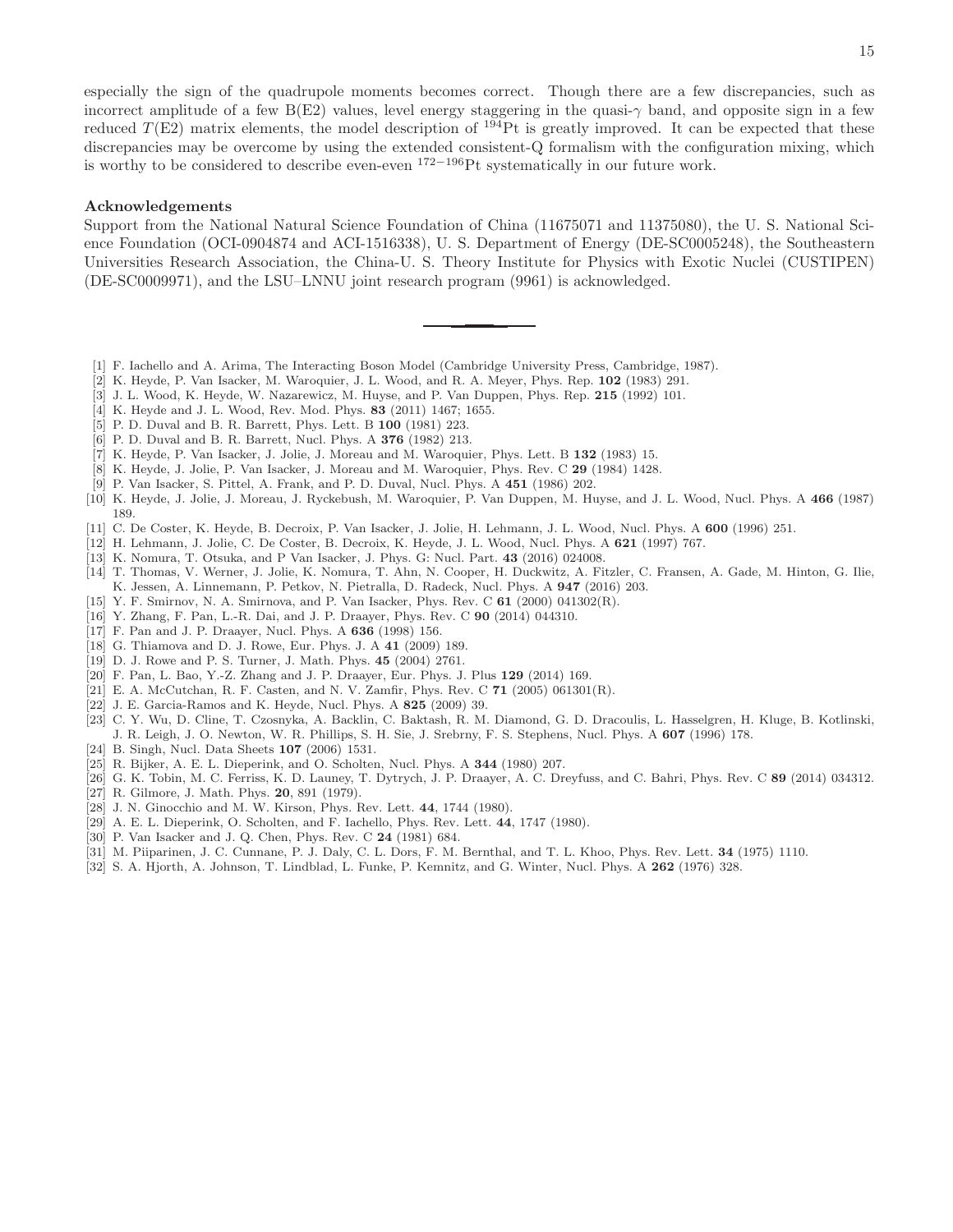especially the sign of the quadrupole moments becomes correct. Though there are a few discrepancies, such as incorrect amplitude of a few B(E2) values, level energy staggering in the quasi-$\gamma$ band, and opposite sign in a few reduced $T(\mathrm{E2})$ matrix elements, the model description of $^{194}$Pt is greatly improved. It can be expected that these discrepancies may be overcome by using the extended consistent-Q formalism with the configuration mixing, which is worthy to be considered to describe even-even $^{172-196}$Pt systematically in our future work.

### Acknowledgements

Support from the National Natural Science Foundation of China (11675071 and 11375080), the U. S. National Science Foundation (OCI-0904874 and ACI-1516338), U. S. Department of Energy (DE-SC0005248), the Southeastern Universities Research Association, the China-U. S. Theory Institute for Physics with Exotic Nuclei (CUSTIPEN) (DE-SC0009971), and the LSU–LNNU joint research program (9961) is acknowledged.

---

[1] F. Iachello and A. Arima, The Interacting Boson Model (Cambridge University Press, Cambridge, 1987).
[2] K. Heyde, P. Van Isacker, M. Waroquier, J. L. Wood, and R. A. Meyer, Phys. Rep. **102** (1983) 291.
[3] J. L. Wood, K. Heyde, W. Nazarewicz, M. Huyse, and P. Van Duppen, Phys. Rep. **215** (1992) 101.
[4] K. Heyde and J. L. Wood, Rev. Mod. Phys. **83** (2011) 1467; 1655.
[5] P. D. Duval and B. R. Barrett, Phys. Lett. B **100** (1981) 223.
[6] P. D. Duval and B. R. Barrett, Nucl. Phys. A **376** (1982) 213.
[7] K. Heyde, P. Van Isacker, J. Jolie, J. Moreau and M. Waroquier, Phys. Lett. B **132** (1983) 15.
[8] K. Heyde, J. Jolie, P. Van Isacker, J. Moreau and M. Waroquier, Phys. Rev. C **29** (1984) 1428.
[9] P. Van Isacker, S. Pittel, A. Frank, and P. D. Duval, Nucl. Phys. A **451** (1986) 202.
[10] K. Heyde, J. Jolie, J. Moreau, J. Ryckebush, M. Waroquier, P. Van Duppen, M. Huyse, and J. L. Wood, Nucl. Phys. A **466** (1987) 189.
[11] C. De Coster, K. Heyde, B. Decroix, P. Van Isacker, J. Jolie, H. Lehmann, J. L. Wood, Nucl. Phys. A **600** (1996) 251.
[12] H. Lehmann, J. Jolie, C. De Coster, B. Decroix, K. Heyde, J. L. Wood, Nucl. Phys. A **621** (1997) 767.
[13] K. Nomura, T. Otsuka, and P Van Isacker, J. Phys. G: Nucl. Part. **43** (2016) 024008.
[14] T. Thomas, V. Werner, J. Jolie, K. Nomura, T. Ahn, N. Cooper, H. Duckwitz, A. Fitzler, C. Fransen, A. Gade, M. Hinton, G. Ilie, K. Jessen, A. Linnemann, P. Petkov, N. Pietralla, D. Radeck, Nucl. Phys. A **947** (2016) 203.
[15] Y. F. Smirnov, N. A. Smirnova, and P. Van Isacker, Phys. Rev. C **61** (2000) 041302(R).
[16] Y. Zhang, F. Pan, L.-R. Dai, and J. P. Draayer, Phys. Rev. C **90** (2014) 044310.
[17] F. Pan and J. P. Draayer, Nucl. Phys. A **636** (1998) 156.
[18] G. Thiamova and D. J. Rowe, Eur. Phys. J. A **41** (2009) 189.
[19] D. J. Rowe and P. S. Turner, J. Math. Phys. **45** (2004) 2761.
[20] F. Pan, L. Bao, Y.-Z. Zhang and J. P. Draayer, Eur. Phys. J. Plus **129** (2014) 169.
[21] E. A. McCutchan, R. F. Casten, and N. V. Zamfir, Phys. Rev. C **71** (2005) 061301(R).
[22] J. E. Garcia-Ramos and K. Heyde, Nucl. Phys. A **825** (2009) 39.
[23] C. Y. Wu, D. Cline, T. Czosnyka, A. Backlin, C. Baktash, R. M. Diamond, G. D. Dracoulis, L. Hasselgren, H. Kluge, B. Kotlinski, J. R. Leigh, J. O. Newton, W. R. Phillips, S. H. Sie, J. Srebrny, F. S. Stephens, Nucl. Phys. A **607** (1996) 178.
[24] B. Singh, Nucl. Data Sheets **107** (2006) 1531.
[25] R. Bijker, A. E. L. Dieperink, and O. Scholten, Nucl. Phys. A **344** (1980) 207.
[26] G. K. Tobin, M. C. Ferriss, K. D. Launey, T. Dytrych, J. P. Draayer, A. C. Dreyfuss, and C. Bahri, Phys. Rev. C **89** (2014) 034312.
[27] R. Gilmore, J. Math. Phys. **20**, 891 (1979).
[28] J. N. Ginocchio and M. W. Kirson, Phys. Rev. Lett. **44**, 1744 (1980).
[29] A. E. L. Dieperink, O. Scholten, and F. Iachello, Phys. Rev. Lett. **44**, 1747 (1980).
[30] P. Van Isacker and J. Q. Chen, Phys. Rev. C **24** (1981) 684.
[31] M. Piiparinen, J. C. Cunnane, P. J. Daly, C. L. Dors, F. M. Bernthal, and T. L. Khoo, Phys. Rev. Lett. **34** (1975) 1110.
[32] S. A. Hjorth, A. Johnson, T. Lindblad, L. Funke, P. Kemnitz, and G. Winter, Nucl. Phys. A **262** (1976) 328.